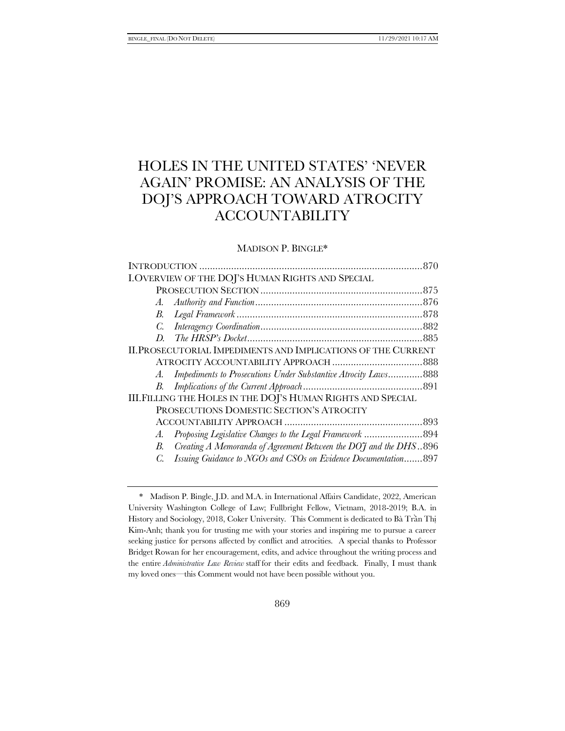# HOLES IN THE UNITED STATES' 'NEVER AGAIN' PROMISE: AN ANALYSIS OF THE DOJ'S APPROACH TOWARD ATROCITY ACCOUNTABILITY

MADISON P. BINGLE*

| | |
|---|---|
| INTRODUCTION | 870 |
| I. OVERVIEW OF THE DOJ'S HUMAN RIGHTS AND SPECIAL PROSECUTION SECTION | 875 |
| *A. Authority and Function* | 876 |
| *B. Legal Framework* | 878 |
| *C. Interagency Coordination* | 882 |
| *D. The HRSP's Docket* | 885 |
| II. PROSECUTORIAL IMPEDIMENTS AND IMPLICATIONS OF THE CURRENT ATROCITY ACCOUNTABILITY APPROACH | 888 |
| *A. Impediments to Prosecutions Under Substantive Atrocity Laws* | 888 |
| *B. Implications of the Current Approach* | 891 |
| III. FILLING THE HOLES IN THE DOJ'S HUMAN RIGHTS AND SPECIAL PROSECUTIONS DOMESTIC SECTION'S ATROCITY ACCOUNTABILITY APPROACH | 893 |
| *A. Proposing Legislative Changes to the Legal Framework* | 894 |
| *B. Creating A Memoranda of Agreement Between the DOJ and the DHS* | 896 |
| *C. Issuing Guidance to NGOs and CSOs on Evidence Documentation* | 897 |

\* Madison P. Bingle, J.D. and M.A. in International Affairs Candidate, 2022, American University Washington College of Law; Fullbright Fellow, Vietnam, 2018-2019; B.A. in History and Sociology, 2018, Coker University. This Comment is dedicated to Bà Trần Thị Kim-Anh; thank you for trusting me with your stories and inspiring me to pursue a career seeking justice for persons affected by conflict and atrocities. A special thanks to Professor Bridget Rowan for her encouragement, edits, and advice throughout the writing process and the entire *Administrative Law Review* staff for their edits and feedback. Finally, I must thank my loved ones—this Comment would not have been possible without you.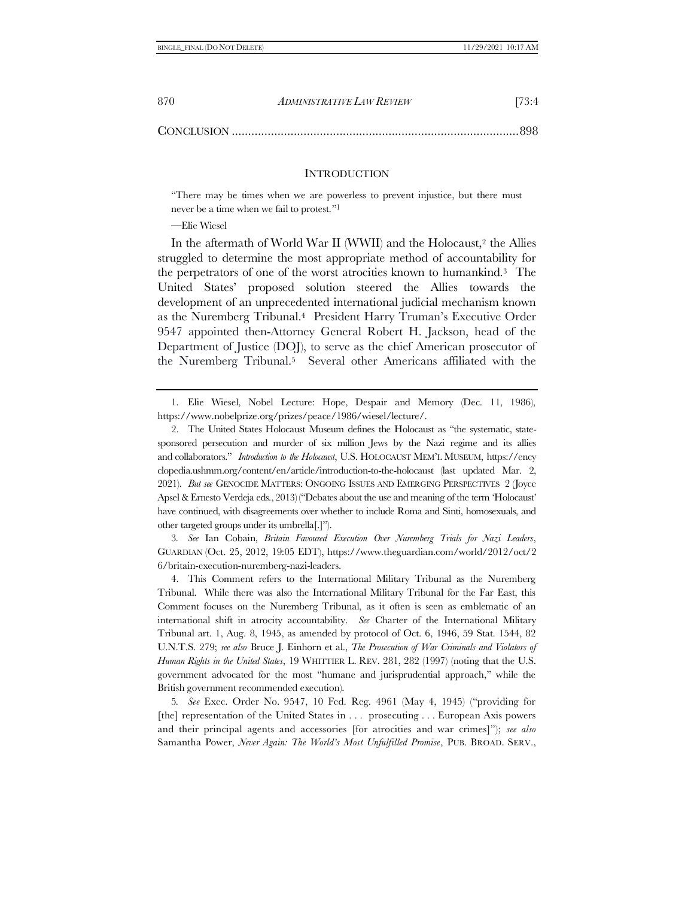CONCLUSION ........................................................................................898

## INTRODUCTION

"There may be times when we are powerless to prevent injustice, but there must never be a time when we fail to protest."[1]

—Elie Wiesel

In the aftermath of World War II (WWII) and the Holocaust,[2] the Allies struggled to determine the most appropriate method of accountability for the perpetrators of one of the worst atrocities known to humankind.[3] The United States' proposed solution steered the Allies towards the development of an unprecedented international judicial mechanism known as the Nuremberg Tribunal.[4] President Harry Truman's Executive Order 9547 appointed then-Attorney General Robert H. Jackson, head of the Department of Justice (DOJ), to serve as the chief American prosecutor of the Nuremberg Tribunal.[5] Several other Americans affiliated with the

---

1. Elie Wiesel, Nobel Lecture: Hope, Despair and Memory (Dec. 11, 1986), https://www.nobelprize.org/prizes/peace/1986/wiesel/lecture/.

2. The United States Holocaust Museum defines the Holocaust as "the systematic, state-sponsored persecution and murder of six million Jews by the Nazi regime and its allies and collaborators." *Introduction to the Holocaust*, U.S. HOLOCAUST MEM'L MUSEUM, https://encyclopedia.ushmm.org/content/en/article/introduction-to-the-holocaust (last updated Mar. 2, 2021). *But see* GENOCIDE MATTERS: ONGOING ISSUES AND EMERGING PERSPECTIVES 2 (Joyce Apsel & Ernesto Verdeja eds., 2013) ("Debates about the use and meaning of the term 'Holocaust' have continued, with disagreements over whether to include Roma and Sinti, homosexuals, and other targeted groups under its umbrella[.]").

3. *See* Ian Cobain, *Britain Favoured Execution Over Nuremberg Trials for Nazi Leaders*, GUARDIAN (Oct. 25, 2012, 19:05 EDT), https://www.theguardian.com/world/2012/oct/26/britain-execution-nuremberg-nazi-leaders.

4. This Comment refers to the International Military Tribunal as the Nuremberg Tribunal. While there was also the International Military Tribunal for the Far East, this Comment focuses on the Nuremberg Tribunal, as it often is seen as emblematic of an international shift in atrocity accountability. *See* Charter of the International Military Tribunal art. 1, Aug. 8, 1945, as amended by protocol of Oct. 6, 1946, 59 Stat. 1544, 82 U.N.T.S. 279; *see also* Bruce J. Einhorn et al., *The Prosecution of War Criminals and Violators of Human Rights in the United States*, 19 WHITTIER L. REV. 281, 282 (1997) (noting that the U.S. government advocated for the most "humane and jurisprudential approach," while the British government recommended execution).

5. *See* Exec. Order No. 9547, 10 Fed. Reg. 4961 (May 4, 1945) ("providing for [the] representation of the United States in . . . prosecuting . . . European Axis powers and their principal agents and accessories [for atrocities and war crimes]"); *see also* Samantha Power, *Never Again: The World's Most Unfulfilled Promise*, PUB. BROAD. SERV.,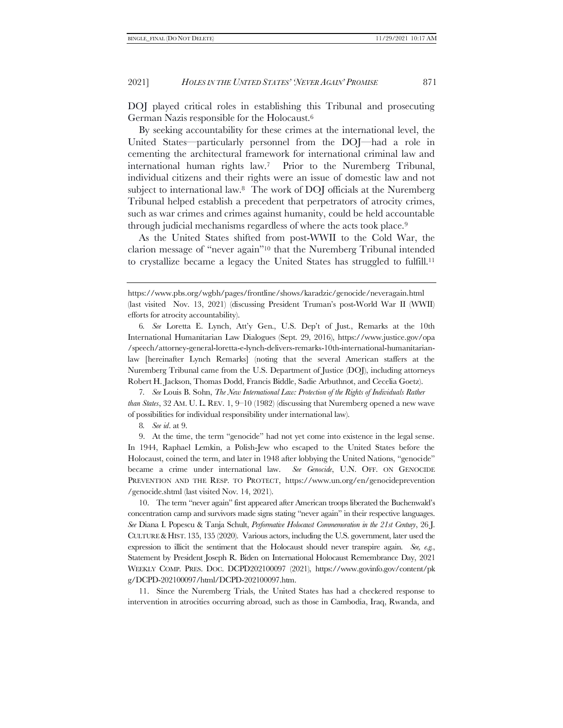DOJ played critical roles in establishing this Tribunal and prosecuting German Nazis responsible for the Holocaust.[6]

By seeking accountability for these crimes at the international level, the United States—particularly personnel from the DOJ—had a role in cementing the architectural framework for international criminal law and international human rights law.[7] Prior to the Nuremberg Tribunal, individual citizens and their rights were an issue of domestic law and not subject to international law.[8] The work of DOJ officials at the Nuremberg Tribunal helped establish a precedent that perpetrators of atrocity crimes, such as war crimes and crimes against humanity, could be held accountable through judicial mechanisms regardless of where the acts took place.[9]

As the United States shifted from post-WWII to the Cold War, the clarion message of "never again"[10] that the Nuremberg Tribunal intended to crystallize became a legacy the United States has struggled to fulfill.[11]

---

https://www.pbs.org/wgbh/pages/frontline/shows/karadzic/genocide/neveragain.html (last visited Nov. 13, 2021) (discussing President Truman's post-World War II (WWII) efforts for atrocity accountability).

6. *See* Loretta E. Lynch, Att'y Gen., U.S. Dep't of Just., Remarks at the 10th International Humanitarian Law Dialogues (Sept. 29, 2016), https://www.justice.gov/opa/speech/attorney-general-loretta-e-lynch-delivers-remarks-10th-international-humanitarian-law [hereinafter Lynch Remarks] (noting that the several American staffers at the Nuremberg Tribunal came from the U.S. Department of Justice (DOJ), including attorneys Robert H. Jackson, Thomas Dodd, Francis Biddle, Sadie Arbuthnot, and Cecelia Goetz).

7. *See* Louis B. Sohn, *The New International Law: Protection of the Rights of Individuals Rather than States*, 32 AM. U. L. REV. 1, 9–10 (1982) (discussing that Nuremberg opened a new wave of possibilities for individual responsibility under international law).

8. *See id*. at 9.

9. At the time, the term "genocide" had not yet come into existence in the legal sense. In 1944, Raphael Lemkin, a Polish-Jew who escaped to the United States before the Holocaust, coined the term, and later in 1948 after lobbying the United Nations, "genocide" became a crime under international law. *See Genocide*, U.N. OFF. ON GENOCIDE PREVENTION AND THE RESP. TO PROTECT, https://www.un.org/en/genocideprevention/genocide.shtml (last visited Nov. 14, 2021).

10. The term "never again" first appeared after American troops liberated the Buchenwald's concentration camp and survivors made signs stating "never again" in their respective languages. *See* Diana I. Popescu & Tanja Schult, *Performative Holocaust Commemoration in the 21st Century*, 26 J. CULTURE & HIST. 135, 135 (2020). Various actors, including the U.S. government, later used the expression to illicit the sentiment that the Holocaust should never transpire again. *See, e.g.*, Statement by President Joseph R. Biden on International Holocaust Remembrance Day, 2021 WEEKLY COMP. PRES. DOC. DCPD202100097 (2021), https://www.govinfo.gov/content/pkg/DCPD-202100097/html/DCPD-202100097.htm.

11. Since the Nuremberg Trials, the United States has had a checkered response to intervention in atrocities occurring abroad, such as those in Cambodia, Iraq, Rwanda, and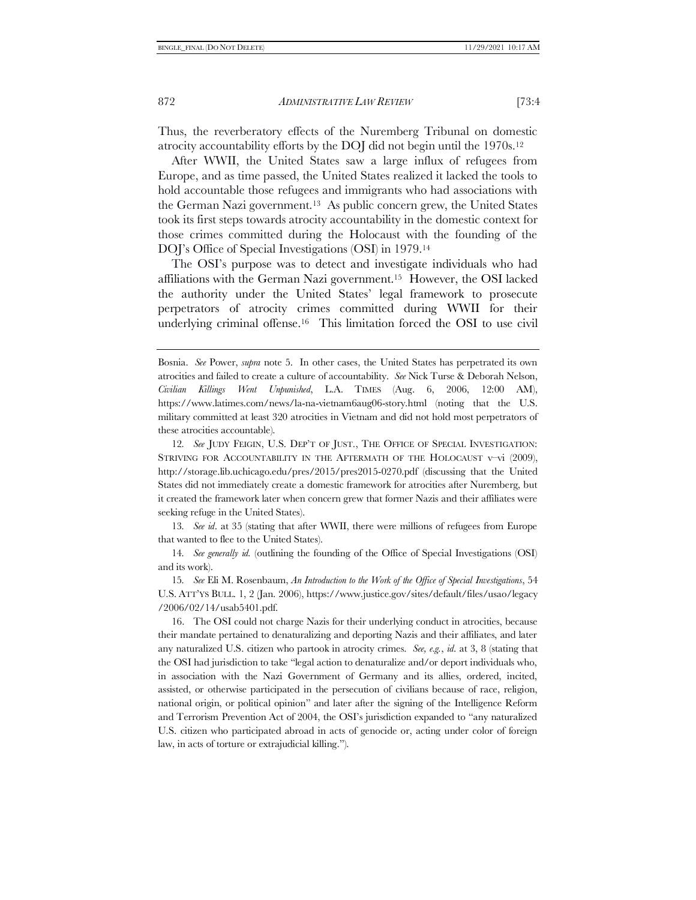Thus, the reverberatory effects of the Nuremberg Tribunal on domestic atrocity accountability efforts by the DOJ did not begin until the 1970s.[12]

After WWII, the United States saw a large influx of refugees from Europe, and as time passed, the United States realized it lacked the tools to hold accountable those refugees and immigrants who had associations with the German Nazi government.[13] As public concern grew, the United States took its first steps towards atrocity accountability in the domestic context for those crimes committed during the Holocaust with the founding of the DOJ's Office of Special Investigations (OSI) in 1979.[14]

The OSI's purpose was to detect and investigate individuals who had affiliations with the German Nazi government.[15] However, the OSI lacked the authority under the United States' legal framework to prosecute perpetrators of atrocity crimes committed during WWII for their underlying criminal offense.[16] This limitation forced the OSI to use civil

---

Bosnia. *See* Power, *supra* note 5. In other cases, the United States has perpetrated its own atrocities and failed to create a culture of accountability. *See* Nick Turse & Deborah Nelson, *Civilian Killings Went Unpunished*, L.A. TIMES (Aug. 6, 2006, 12:00 AM), https://www.latimes.com/news/la-na-vietnam6aug06-story.html (noting that the U.S. military committed at least 320 atrocities in Vietnam and did not hold most perpetrators of these atrocities accountable).

12. *See* JUDY FEIGIN, U.S. DEP'T OF JUST., THE OFFICE OF SPECIAL INVESTIGATION: STRIVING FOR ACCOUNTABILITY IN THE AFTERMATH OF THE HOLOCAUST v–vi (2009), http://storage.lib.uchicago.edu/pres/2015/pres2015-0270.pdf (discussing that the United States did not immediately create a domestic framework for atrocities after Nuremberg, but it created the framework later when concern grew that former Nazis and their affiliates were seeking refuge in the United States).

13. *See id*. at 35 (stating that after WWII, there were millions of refugees from Europe that wanted to flee to the United States).

14. *See generally id.* (outlining the founding of the Office of Special Investigations (OSI) and its work).

15. *See* Eli M. Rosenbaum, *An Introduction to the Work of the Office of Special Investigations*, 54 U.S. ATT'YS BULL. 1, 2 (Jan. 2006), https://www.justice.gov/sites/default/files/usao/legacy/2006/02/14/usab5401.pdf.

16. The OSI could not charge Nazis for their underlying conduct in atrocities, because their mandate pertained to denaturalizing and deporting Nazis and their affiliates, and later any naturalized U.S. citizen who partook in atrocity crimes. *See, e.g.*, *id*. at 3, 8 (stating that the OSI had jurisdiction to take "legal action to denaturalize and/or deport individuals who, in association with the Nazi Government of Germany and its allies, ordered, incited, assisted, or otherwise participated in the persecution of civilians because of race, religion, national origin, or political opinion" and later after the signing of the Intelligence Reform and Terrorism Prevention Act of 2004, the OSI's jurisdiction expanded to "any naturalized U.S. citizen who participated abroad in acts of genocide or, acting under color of foreign law, in acts of torture or extrajudicial killing.").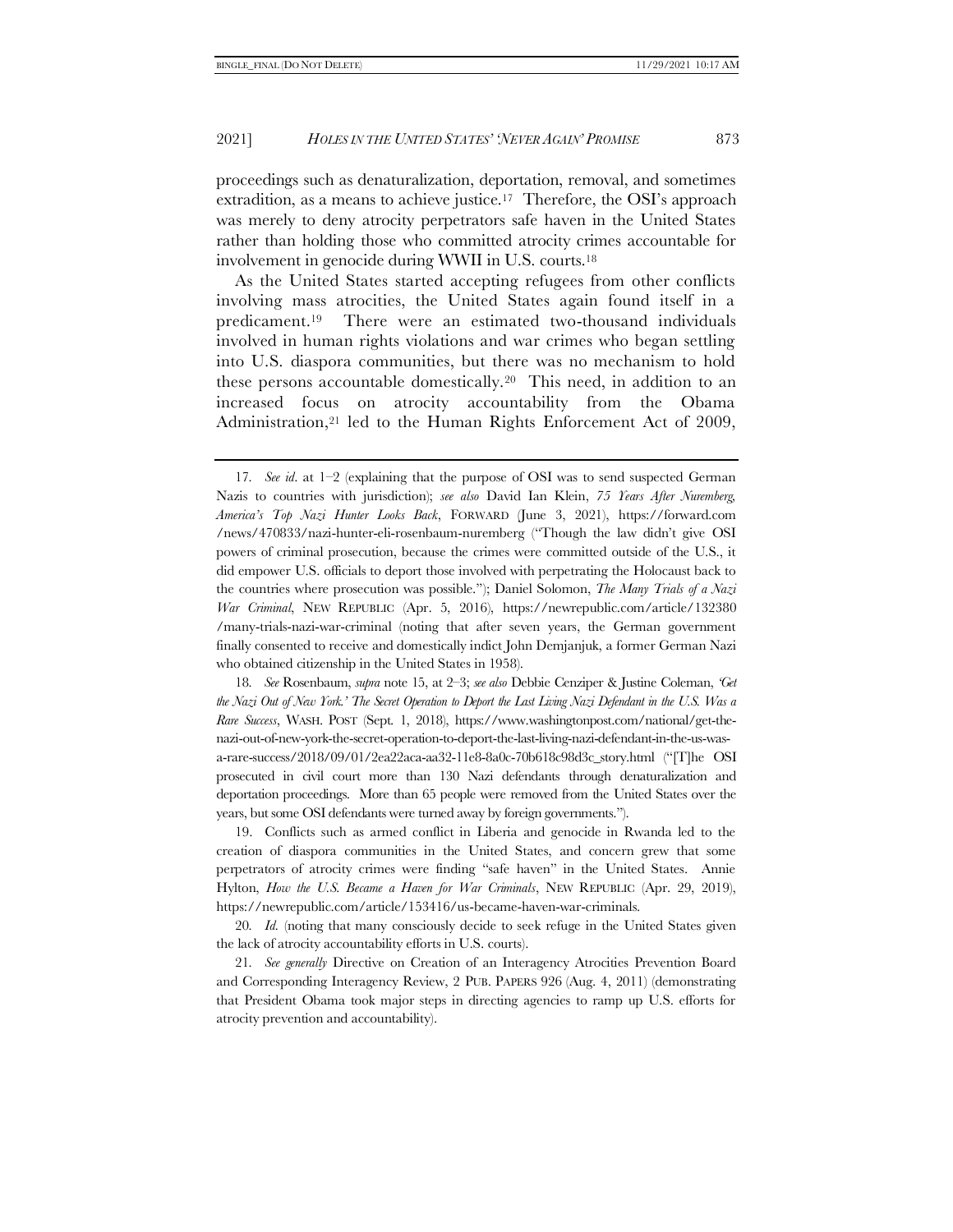proceedings such as denaturalization, deportation, removal, and sometimes extradition, as a means to achieve justice.[17] Therefore, the OSI's approach was merely to deny atrocity perpetrators safe haven in the United States rather than holding those who committed atrocity crimes accountable for involvement in genocide during WWII in U.S. courts.[18]

As the United States started accepting refugees from other conflicts involving mass atrocities, the United States again found itself in a predicament.[19] There were an estimated two-thousand individuals involved in human rights violations and war crimes who began settling into U.S. diaspora communities, but there was no mechanism to hold these persons accountable domestically.[20] This need, in addition to an increased focus on atrocity accountability from the Obama Administration,[21] led to the Human Rights Enforcement Act of 2009,

---

17. *See id*. at 1–2 (explaining that the purpose of OSI was to send suspected German Nazis to countries with jurisdiction); *see also* David Ian Klein, *75 Years After Nuremberg, America's Top Nazi Hunter Looks Back*, FORWARD (June 3, 2021), https://forward.com/news/470833/nazi-hunter-eli-rosenbaum-nuremberg ("Though the law didn't give OSI powers of criminal prosecution, because the crimes were committed outside of the U.S., it did empower U.S. officials to deport those involved with perpetrating the Holocaust back to the countries where prosecution was possible."); Daniel Solomon, *The Many Trials of a Nazi War Criminal*, NEW REPUBLIC (Apr. 5, 2016), https://newrepublic.com/article/132380/many-trials-nazi-war-criminal (noting that after seven years, the German government finally consented to receive and domestically indict John Demjanjuk, a former German Nazi who obtained citizenship in the United States in 1958).

18. *See* Rosenbaum, *supra* note 15, at 2–3; *see also* Debbie Cenziper & Justine Coleman, *'Get the Nazi Out of New York.' The Secret Operation to Deport the Last Living Nazi Defendant in the U.S. Was a Rare Success*, WASH. POST (Sept. 1, 2018), https://www.washingtonpost.com/national/get-the-nazi-out-of-new-york-the-secret-operation-to-deport-the-last-living-nazi-defendant-in-the-us-was-a-rare-success/2018/09/01/2ea22aca-aa32-11e8-8a0c-70b618c98d3c_story.html ("[T]he OSI prosecuted in civil court more than 130 Nazi defendants through denaturalization and deportation proceedings. More than 65 people were removed from the United States over the years, but some OSI defendants were turned away by foreign governments.").

19. Conflicts such as armed conflict in Liberia and genocide in Rwanda led to the creation of diaspora communities in the United States, and concern grew that some perpetrators of atrocity crimes were finding "safe haven" in the United States. Annie Hylton, *How the U.S. Became a Haven for War Criminals*, NEW REPUBLIC (Apr. 29, 2019), https://newrepublic.com/article/153416/us-became-haven-war-criminals.

20. *Id.* (noting that many consciously decide to seek refuge in the United States given the lack of atrocity accountability efforts in U.S. courts).

21. *See generally* Directive on Creation of an Interagency Atrocities Prevention Board and Corresponding Interagency Review, 2 PUB. PAPERS 926 (Aug. 4, 2011) (demonstrating that President Obama took major steps in directing agencies to ramp up U.S. efforts for atrocity prevention and accountability).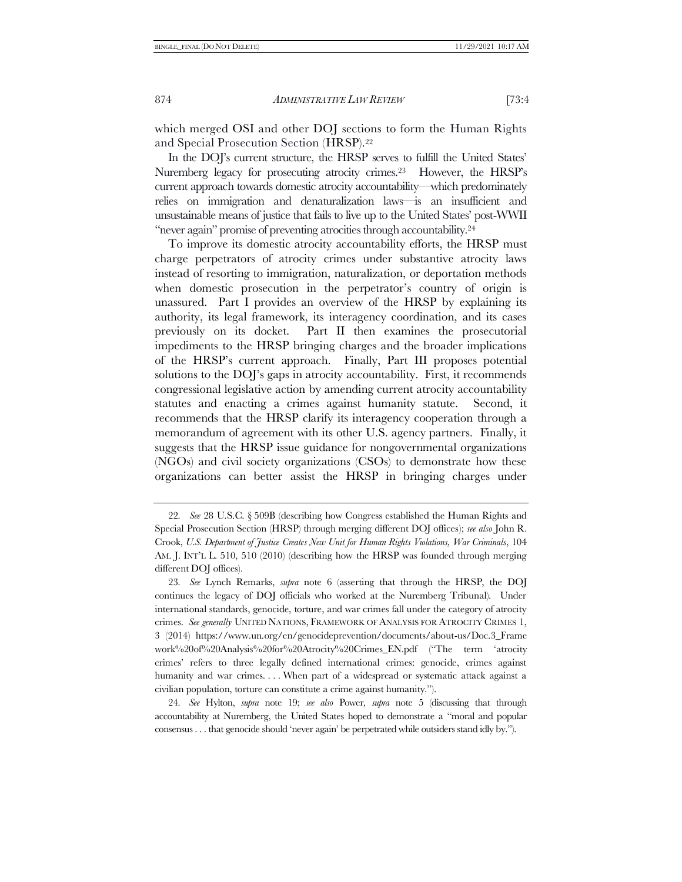which merged OSI and other DOJ sections to form the Human Rights and Special Prosecution Section (HRSP).[22]

In the DOJ's current structure, the HRSP serves to fulfill the United States' Nuremberg legacy for prosecuting atrocity crimes.[23] However, the HRSP's current approach towards domestic atrocity accountability—which predominately relies on immigration and denaturalization laws—is an insufficient and unsustainable means of justice that fails to live up to the United States' post-WWII "never again" promise of preventing atrocities through accountability.[24]

To improve its domestic atrocity accountability efforts, the HRSP must charge perpetrators of atrocity crimes under substantive atrocity laws instead of resorting to immigration, naturalization, or deportation methods when domestic prosecution in the perpetrator's country of origin is unassured. Part I provides an overview of the HRSP by explaining its authority, its legal framework, its interagency coordination, and its cases previously on its docket. Part II then examines the prosecutorial impediments to the HRSP bringing charges and the broader implications of the HRSP's current approach. Finally, Part III proposes potential solutions to the DOJ's gaps in atrocity accountability. First, it recommends congressional legislative action by amending current atrocity accountability statutes and enacting a crimes against humanity statute. Second, it recommends that the HRSP clarify its interagency cooperation through a memorandum of agreement with its other U.S. agency partners. Finally, it suggests that the HRSP issue guidance for nongovernmental organizations (NGOs) and civil society organizations (CSOs) to demonstrate how these organizations can better assist the HRSP in bringing charges under

---

22. *See* 28 U.S.C. § 509B (describing how Congress established the Human Rights and Special Prosecution Section (HRSP) through merging different DOJ offices); *see also* John R. Crook, *U.S. Department of Justice Creates New Unit for Human Rights Violations, War Criminals*, 104 AM. J. INT'L L. 510, 510 (2010) (describing how the HRSP was founded through merging different DOJ offices).

23. *See* Lynch Remarks, *supra* note 6 (asserting that through the HRSP, the DOJ continues the legacy of DOJ officials who worked at the Nuremberg Tribunal). Under international standards, genocide, torture, and war crimes fall under the category of atrocity crimes. *See generally* UNITED NATIONS, FRAMEWORK OF ANALYSIS FOR ATROCITY CRIMES 1, 3 (2014) https://www.un.org/en/genocideprevention/documents/about-us/Doc.3_Framework%20of%20Analysis%20for%20Atrocity%20Crimes_EN.pdf ("The term 'atrocity crimes' refers to three legally defined international crimes: genocide, crimes against humanity and war crimes. . . . When part of a widespread or systematic attack against a civilian population, torture can constitute a crime against humanity.").

24. *See* Hylton, *supra* note 19; *see also* Power, *supra* note 5 (discussing that through accountability at Nuremberg, the United States hoped to demonstrate a "moral and popular consensus . . . that genocide should 'never again' be perpetrated while outsiders stand idly by.").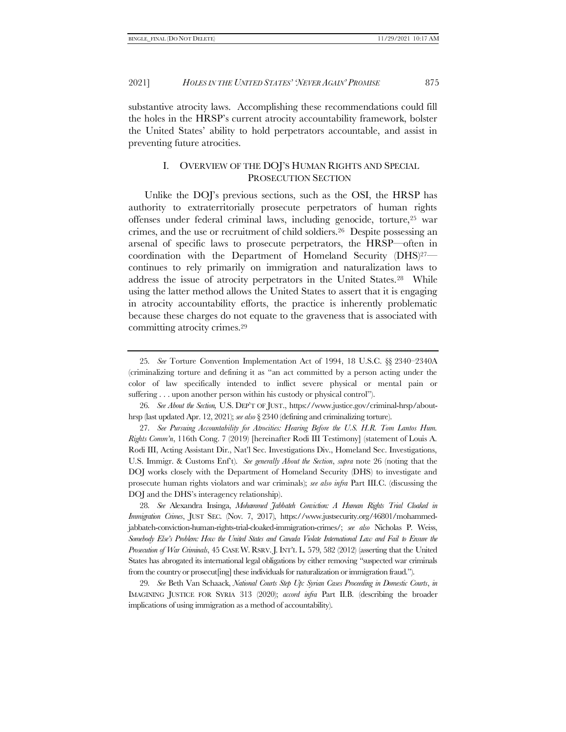substantive atrocity laws. Accomplishing these recommendations could fill the holes in the HRSP's current atrocity accountability framework, bolster the United States' ability to hold perpetrators accountable, and assist in preventing future atrocities.

## I. OVERVIEW OF THE DOJ'S HUMAN RIGHTS AND SPECIAL PROSECUTION SECTION

Unlike the DOJ's previous sections, such as the OSI, the HRSP has authority to extraterritorially prosecute perpetrators of human rights offenses under federal criminal laws, including genocide, torture,[25] war crimes, and the use or recruitment of child soldiers.[26] Despite possessing an arsenal of specific laws to prosecute perpetrators, the HRSP—often in coordination with the Department of Homeland Security (DHS)[27]—continues to rely primarily on immigration and naturalization laws to address the issue of atrocity perpetrators in the United States.[28] While using the latter method allows the United States to assert that it is engaging in atrocity accountability efforts, the practice is inherently problematic because these charges do not equate to the graveness that is associated with committing atrocity crimes.[29]

---

25. *See* Torture Convention Implementation Act of 1994, 18 U.S.C. §§ 2340–2340A (criminalizing torture and defining it as "an act committed by a person acting under the color of law specifically intended to inflict severe physical or mental pain or suffering . . . upon another person within his custody or physical control").

26. *See About the Section,* U.S. DEP'T OF JUST., https://www.justice.gov/criminal-hrsp/about-hrsp (last updated Apr. 12, 2021); *see also* § 2340 (defining and criminalizing torture).

27. *See Pursuing Accountability for Atrocities: Hearing Before the U.S. H.R. Tom Lantos Hum. Rights Comm'n*, 116th Cong. 7 (2019) [hereinafter Rodi III Testimony] (statement of Louis A. Rodi III, Acting Assistant Dir., Nat'l Sec. Investigations Div., Homeland Sec. Investigations, U.S. Immigr. & Customs Enf't). *See generally About the Section*, *supra* note 26 (noting that the DOJ works closely with the Department of Homeland Security (DHS) to investigate and prosecute human rights violators and war criminals); *see also infra* Part III.C. (discussing the DOJ and the DHS's interagency relationship).

28. *See* Alexandra Insinga, *Mohammed Jabbateh Conviction: A Human Rights Trial Cloaked in Immigration Crimes*, JUST SEC. (Nov. 7, 2017), https://www.justsecurity.org/46801/mohammed-jabbateh-conviction-human-rights-trial-cloaked-immigration-crimes/; *see also* Nicholas P. Weiss, *Somebody Else's Problem: How the United States and Canada Violate International Law and Fail to Ensure the Prosecution of War Criminals*, 45 CASE W. RSRV. J. INT'L L. 579, 582 (2012) (asserting that the United States has abrogated its international legal obligations by either removing "suspected war criminals from the country or prosecut[ing] these individuals for naturalization or immigration fraud.").

29. *See* Beth Van Schaack, *National Courts Step Up: Syrian Cases Proceeding in Domestic Courts*, *in* IMAGINING JUSTICE FOR SYRIA 313 (2020); *accord infra* Part II.B. (describing the broader implications of using immigration as a method of accountability).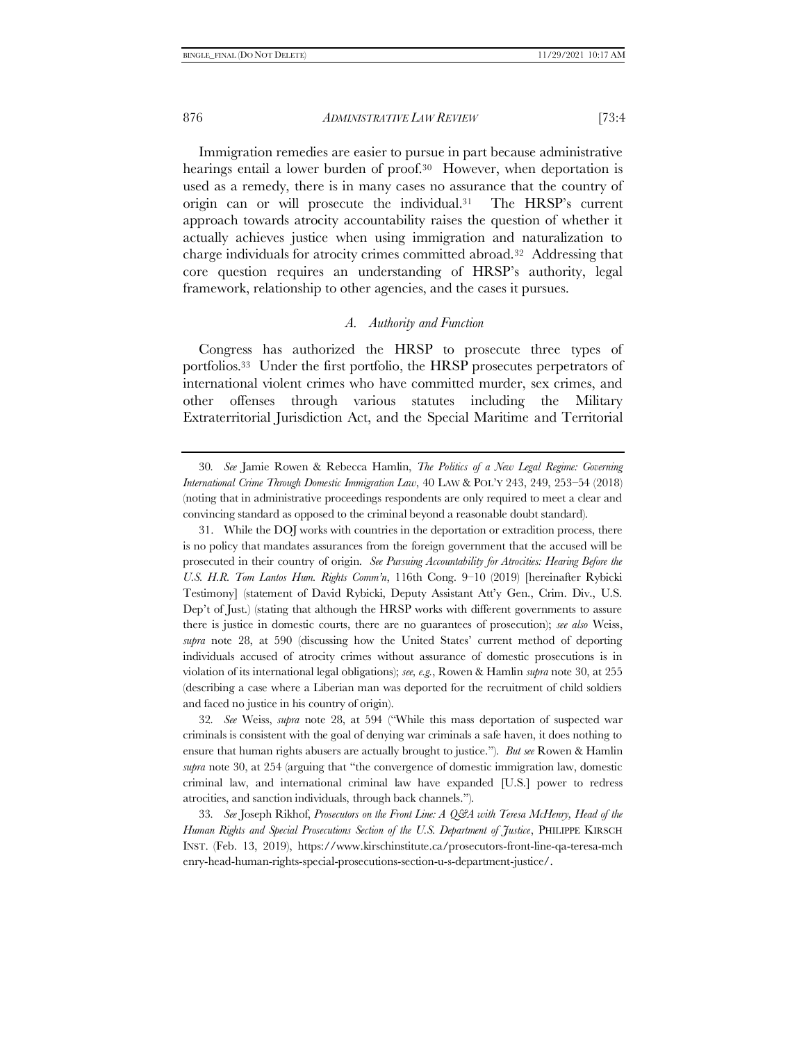Immigration remedies are easier to pursue in part because administrative hearings entail a lower burden of proof.[30] However, when deportation is used as a remedy, there is in many cases no assurance that the country of origin can or will prosecute the individual.[31] The HRSP's current approach towards atrocity accountability raises the question of whether it actually achieves justice when using immigration and naturalization to charge individuals for atrocity crimes committed abroad.[32] Addressing that core question requires an understanding of HRSP's authority, legal framework, relationship to other agencies, and the cases it pursues.

### *A. Authority and Function*

Congress has authorized the HRSP to prosecute three types of portfolios.[33] Under the first portfolio, the HRSP prosecutes perpetrators of international violent crimes who have committed murder, sex crimes, and other offenses through various statutes including the Military Extraterritorial Jurisdiction Act, and the Special Maritime and Territorial

---

30. *See* Jamie Rowen & Rebecca Hamlin, *The Politics of a New Legal Regime: Governing International Crime Through Domestic Immigration Law*, 40 LAW & POL'Y 243, 249, 253–54 (2018) (noting that in administrative proceedings respondents are only required to meet a clear and convincing standard as opposed to the criminal beyond a reasonable doubt standard).

31. While the DOJ works with countries in the deportation or extradition process, there is no policy that mandates assurances from the foreign government that the accused will be prosecuted in their country of origin. *See Pursuing Accountability for Atrocities: Hearing Before the U.S. H.R. Tom Lantos Hum. Rights Comm'n*, 116th Cong. 9–10 (2019) [hereinafter Rybicki Testimony] (statement of David Rybicki, Deputy Assistant Att'y Gen., Crim. Div., U.S. Dep't of Just.) (stating that although the HRSP works with different governments to assure there is justice in domestic courts, there are no guarantees of prosecution); *see also* Weiss, *supra* note 28, at 590 (discussing how the United States' current method of deporting individuals accused of atrocity crimes without assurance of domestic prosecutions is in violation of its international legal obligations); *see, e.g.*, Rowen & Hamlin *supra* note 30, at 255 (describing a case where a Liberian man was deported for the recruitment of child soldiers and faced no justice in his country of origin).

32. *See* Weiss, *supra* note 28, at 594 ("While this mass deportation of suspected war criminals is consistent with the goal of denying war criminals a safe haven, it does nothing to ensure that human rights abusers are actually brought to justice."). *But see* Rowen & Hamlin *supra* note 30, at 254 (arguing that "the convergence of domestic immigration law, domestic criminal law, and international criminal law have expanded [U.S.] power to redress atrocities, and sanction individuals, through back channels.").

33. *See* Joseph Rikhof, *Prosecutors on the Front Line: A Q&A with Teresa McHenry, Head of the Human Rights and Special Prosecutions Section of the U.S. Department of Justice*, PHILIPPE KIRSCH INST. (Feb. 13, 2019), https://www.kirschinstitute.ca/prosecutors-front-line-qa-teresa-mchenry-head-human-rights-special-prosecutions-section-u-s-department-justice/.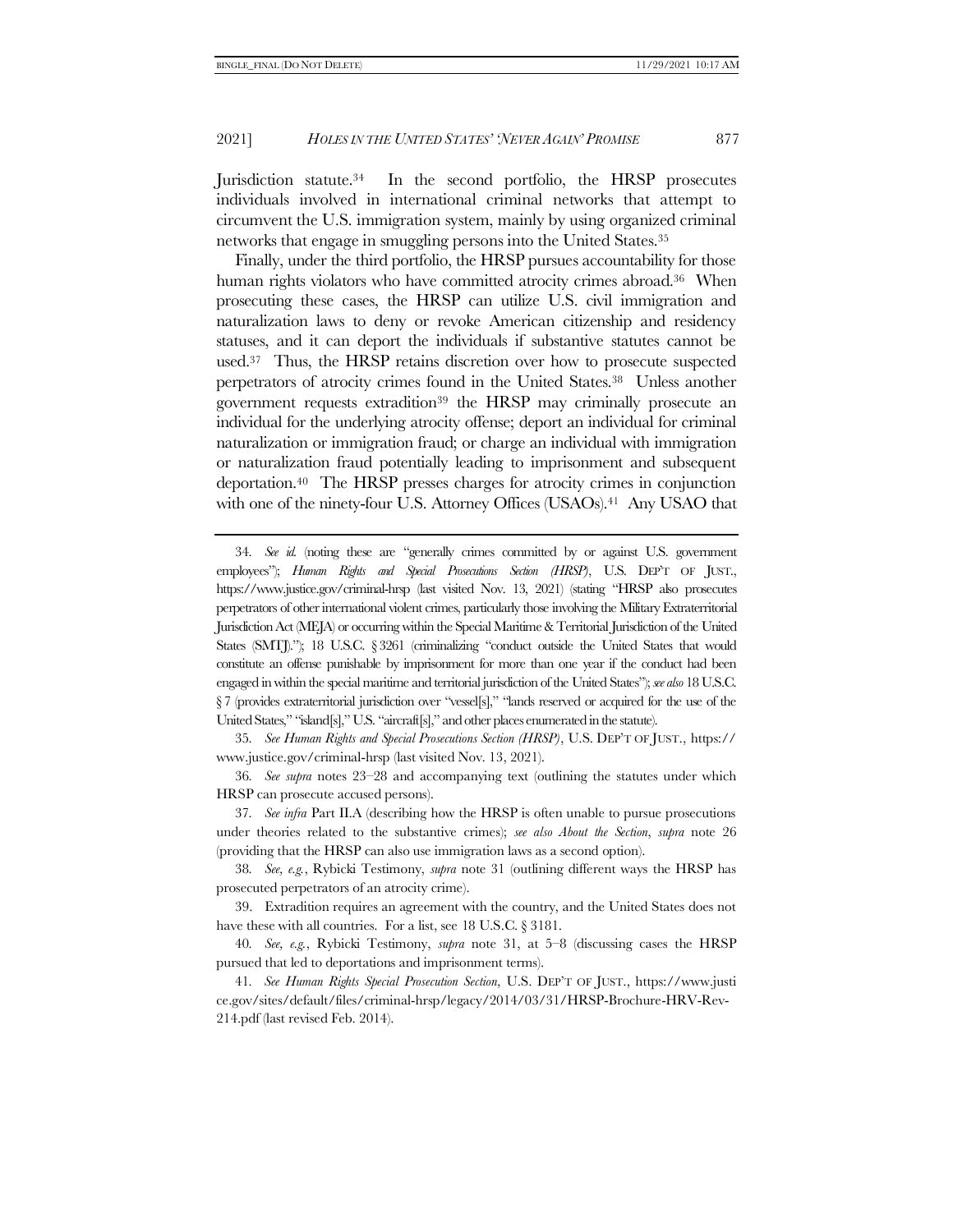Jurisdiction statute.[34] In the second portfolio, the HRSP prosecutes individuals involved in international criminal networks that attempt to circumvent the U.S. immigration system, mainly by using organized criminal networks that engage in smuggling persons into the United States.[35]

Finally, under the third portfolio, the HRSP pursues accountability for those human rights violators who have committed atrocity crimes abroad.[36] When prosecuting these cases, the HRSP can utilize U.S. civil immigration and naturalization laws to deny or revoke American citizenship and residency statuses, and it can deport the individuals if substantive statutes cannot be used.[37] Thus, the HRSP retains discretion over how to prosecute suspected perpetrators of atrocity crimes found in the United States.[38] Unless another government requests extradition[39] the HRSP may criminally prosecute an individual for the underlying atrocity offense; deport an individual for criminal naturalization or immigration fraud; or charge an individual with immigration or naturalization fraud potentially leading to imprisonment and subsequent deportation.[40] The HRSP presses charges for atrocity crimes in conjunction with one of the ninety-four U.S. Attorney Offices (USAOs).[41] Any USAO that

---

34. *See id.* (noting these are "generally crimes committed by or against U.S. government employees"); *Human Rights and Special Prosecutions Section (HRSP)*, U.S. DEP'T OF JUST., https://www.justice.gov/criminal-hrsp (last visited Nov. 13, 2021) (stating "HRSP also prosecutes perpetrators of other international violent crimes, particularly those involving the Military Extraterritorial Jurisdiction Act (MEJA) or occurring within the Special Maritime & Territorial Jurisdiction of the United States (SMTJ)."); 18 U.S.C. § 3261 (criminalizing "conduct outside the United States that would constitute an offense punishable by imprisonment for more than one year if the conduct had been engaged in within the special maritime and territorial jurisdiction of the United States"); *see also* 18 U.S.C. § 7 (provides extraterritorial jurisdiction over "vessel[s]," "lands reserved or acquired for the use of the United States," "island[s]," U.S. "aircraft[s]," and other places enumerated in the statute).

35. *See Human Rights and Special Prosecutions Section (HRSP)*, U.S. DEP'T OF JUST., https://www.justice.gov/criminal-hrsp (last visited Nov. 13, 2021).

36. *See supra* notes 23–28 and accompanying text (outlining the statutes under which HRSP can prosecute accused persons).

37. *See infra* Part II.A (describing how the HRSP is often unable to pursue prosecutions under theories related to the substantive crimes); *see also About the Section*, *supra* note 26 (providing that the HRSP can also use immigration laws as a second option).

38. *See, e.g.*, Rybicki Testimony, *supra* note 31 (outlining different ways the HRSP has prosecuted perpetrators of an atrocity crime).

39. Extradition requires an agreement with the country, and the United States does not have these with all countries. For a list, see 18 U.S.C. § 3181.

40. *See, e.g.*, Rybicki Testimony, *supra* note 31, at 5–8 (discussing cases the HRSP pursued that led to deportations and imprisonment terms).

41. *See Human Rights Special Prosecution Section*, U.S. DEP'T OF JUST., https://www.justice.gov/sites/default/files/criminal-hrsp/legacy/2014/03/31/HRSP-Brochure-HRV-Rev-214.pdf (last revised Feb. 2014).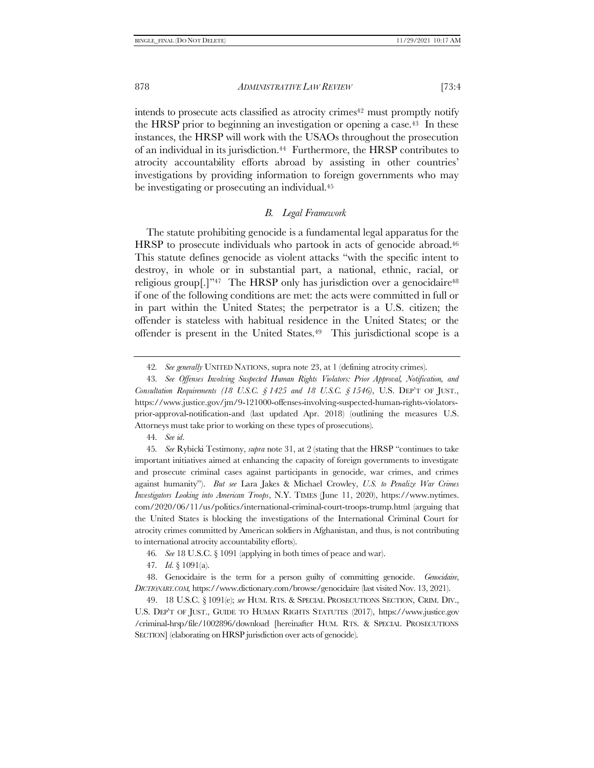intends to prosecute acts classified as atrocity crimes[42] must promptly notify the HRSP prior to beginning an investigation or opening a case.[43] In these instances, the HRSP will work with the USAOs throughout the prosecution of an individual in its jurisdiction.[44] Furthermore, the HRSP contributes to atrocity accountability efforts abroad by assisting in other countries' investigations by providing information to foreign governments who may be investigating or prosecuting an individual.[45]

### *B. Legal Framework*

The statute prohibiting genocide is a fundamental legal apparatus for the HRSP to prosecute individuals who partook in acts of genocide abroad.[46] This statute defines genocide as violent attacks "with the specific intent to destroy, in whole or in substantial part, a national, ethnic, racial, or religious group[.]"[47] The HRSP only has jurisdiction over a genocidaire[48] if one of the following conditions are met: the acts were committed in full or in part within the United States; the perpetrator is a U.S. citizen; the offender is stateless with habitual residence in the United States; or the offender is present in the United States.[49] This jurisdictional scope is a

---

42. *See generally* UNITED NATIONS, supra note 23, at 1 (defining atrocity crimes).

43. *See Offenses Involving Suspected Human Rights Violators: Prior Approval, Notification, and Consultation Requirements (18 U.S.C. § 1425 and 18 U.S.C. § 1546)*, U.S. DEP'T OF JUST., https://www.justice.gov/jm/9-121000-offenses-involving-suspected-human-rights-violators-prior-approval-notification-and (last updated Apr. 2018) (outlining the measures U.S. Attorneys must take prior to working on these types of prosecutions).

44. *See id*.

45. *See* Rybicki Testimony, *supra* note 31, at 2 (stating that the HRSP "continues to take important initiatives aimed at enhancing the capacity of foreign governments to investigate and prosecute criminal cases against participants in genocide, war crimes, and crimes against humanity"). *But see* Lara Jakes & Michael Crowley, *U.S. to Penalize War Crimes Investigators Looking into American Troops*, N.Y. TIMES (June 11, 2020), https://www.nytimes.com/2020/06/11/us/politics/international-criminal-court-troops-trump.html (arguing that the United States is blocking the investigations of the International Criminal Court for atrocity crimes committed by American soldiers in Afghanistan, and thus, is not contributing to international atrocity accountability efforts).

46. *See* 18 U.S.C. § 1091 (applying in both times of peace and war).

47. *Id.* § 1091(a).

48. Genocidaire is the term for a person guilty of committing genocide. *Genocidaire*, *DICTIONARY.COM,* https://www.dictionary.com/browse/genocidaire (last visited Nov. 13, 2021).

49. 18 U.S.C. § 1091(e); *see* HUM. RTS. & SPECIAL PROSECUTIONS SECTION, CRIM. DIV., U.S. DEP'T OF JUST., GUIDE TO HUMAN RIGHTS STATUTES (2017), https://www.justice.gov/criminal-hrsp/file/1002896/download [hereinafter HUM. RTS. & SPECIAL PROSECUTIONS SECTION] (elaborating on HRSP jurisdiction over acts of genocide).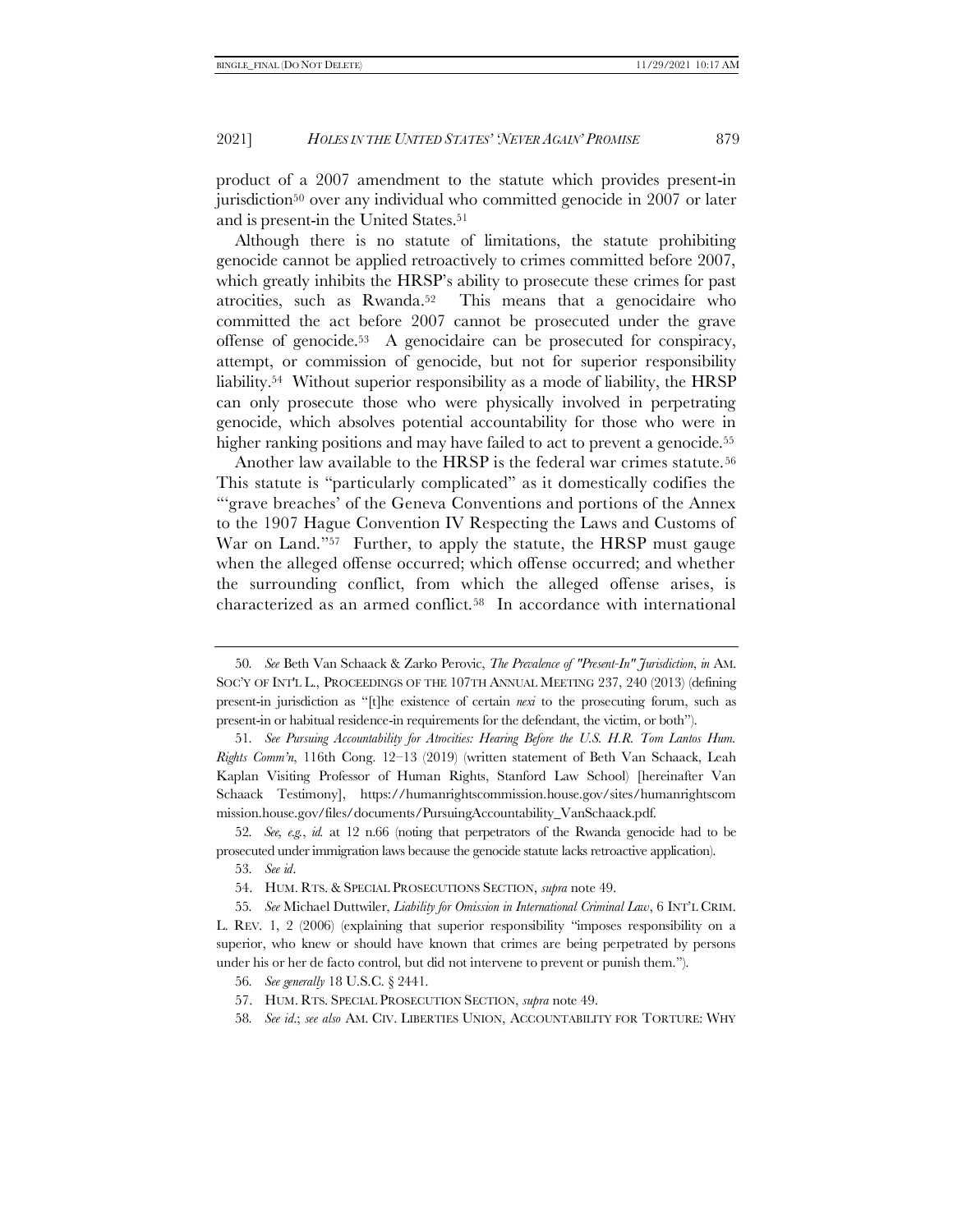product of a 2007 amendment to the statute which provides present-in jurisdiction[50] over any individual who committed genocide in 2007 or later and is present-in the United States.[51]

Although there is no statute of limitations, the statute prohibiting genocide cannot be applied retroactively to crimes committed before 2007, which greatly inhibits the HRSP's ability to prosecute these crimes for past atrocities, such as Rwanda.[52] This means that a genocidaire who committed the act before 2007 cannot be prosecuted under the grave offense of genocide.[53] A genocidaire can be prosecuted for conspiracy, attempt, or commission of genocide, but not for superior responsibility liability.[54] Without superior responsibility as a mode of liability, the HRSP can only prosecute those who were physically involved in perpetrating genocide, which absolves potential accountability for those who were in higher ranking positions and may have failed to act to prevent a genocide.[55]

Another law available to the HRSP is the federal war crimes statute.[56] This statute is "particularly complicated" as it domestically codifies the "'grave breaches' of the Geneva Conventions and portions of the Annex to the 1907 Hague Convention IV Respecting the Laws and Customs of War on Land."[57] Further, to apply the statute, the HRSP must gauge when the alleged offense occurred; which offense occurred; and whether the surrounding conflict, from which the alleged offense arises, is characterized as an armed conflict.[58] In accordance with international

---

50. *See* Beth Van Schaack & Zarko Perovic, *The Prevalence of "Present-In" Jurisdiction*, *in* AM. SOC'Y OF INT'L L., PROCEEDINGS OF THE 107TH ANNUAL MEETING 237, 240 (2013) (defining present-in jurisdiction as "[t]he existence of certain *nexi* to the prosecuting forum, such as present-in or habitual residence-in requirements for the defendant, the victim, or both").

51. *See Pursuing Accountability for Atrocities: Hearing Before the U.S. H.R. Tom Lantos Hum. Rights Comm'n*, 116th Cong. 12–13 (2019) (written statement of Beth Van Schaack, Leah Kaplan Visiting Professor of Human Rights, Stanford Law School) [hereinafter Van Schaack Testimony], https://humanrightscommission.house.gov/sites/humanrightscommission.house.gov/files/documents/PursuingAccountability_VanSchaack.pdf.

52. *See, e.g.*, *id.* at 12 n.66 (noting that perpetrators of the Rwanda genocide had to be prosecuted under immigration laws because the genocide statute lacks retroactive application).

53. *See id*.

54. HUM. RTS. & SPECIAL PROSECUTIONS SECTION, *supra* note 49.

55. *See* Michael Duttwiler, *Liability for Omission in International Criminal Law*, 6 INT'L CRIM. L. REV. 1, 2 (2006) (explaining that superior responsibility "imposes responsibility on a superior, who knew or should have known that crimes are being perpetrated by persons under his or her de facto control, but did not intervene to prevent or punish them.").

56. *See generally* 18 U.S.C. § 2441.

57. HUM. RTS. SPECIAL PROSECUTION SECTION, *supra* note 49.

58. *See id.*; *see also* AM. CIV. LIBERTIES UNION, ACCOUNTABILITY FOR TORTURE: WHY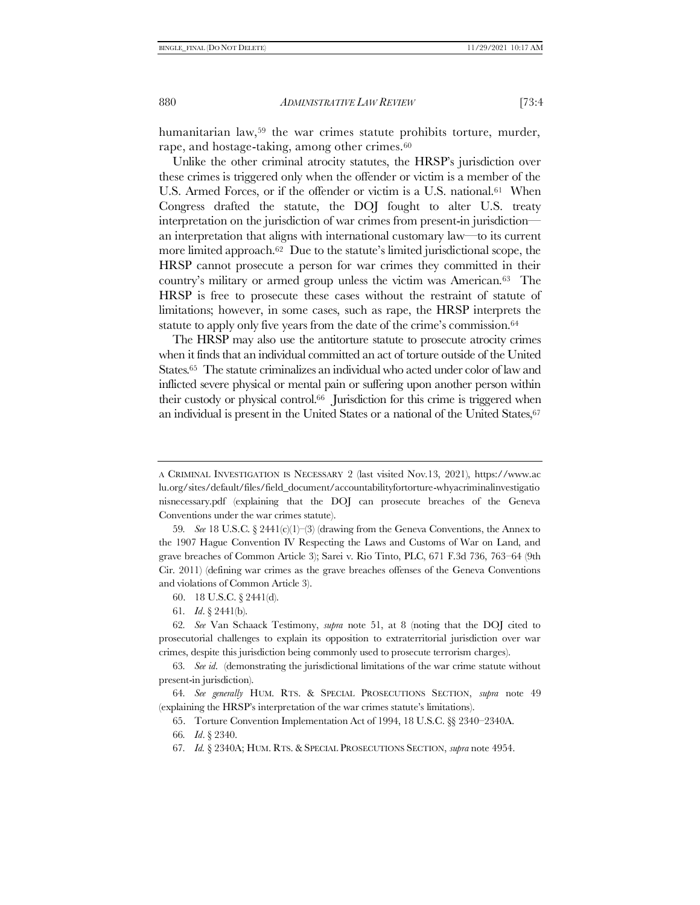humanitarian law,[59] the war crimes statute prohibits torture, murder, rape, and hostage-taking, among other crimes.[60]

Unlike the other criminal atrocity statutes, the HRSP's jurisdiction over these crimes is triggered only when the offender or victim is a member of the U.S. Armed Forces, or if the offender or victim is a U.S. national.[61] When Congress drafted the statute, the DOJ fought to alter U.S. treaty interpretation on the jurisdiction of war crimes from present-in jurisdiction—an interpretation that aligns with international customary law—to its current more limited approach.[62] Due to the statute's limited jurisdictional scope, the HRSP cannot prosecute a person for war crimes they committed in their country's military or armed group unless the victim was American.[63] The HRSP is free to prosecute these cases without the restraint of statute of limitations; however, in some cases, such as rape, the HRSP interprets the statute to apply only five years from the date of the crime's commission.[64]

The HRSP may also use the antitorture statute to prosecute atrocity crimes when it finds that an individual committed an act of torture outside of the United States.[65] The statute criminalizes an individual who acted under color of law and inflicted severe physical or mental pain or suffering upon another person within their custody or physical control.[66] Jurisdiction for this crime is triggered when an individual is present in the United States or a national of the United States,[67]

---

A CRIMINAL INVESTIGATION IS NECESSARY 2 (last visited Nov.13, 2021), https://www.aclu.org/sites/default/files/field_document/accountabilityfortorture-whyacriminalinvestigationisnecessary.pdf (explaining that the DOJ can prosecute breaches of the Geneva Conventions under the war crimes statute).

59. *See* 18 U.S.C. § 2441(c)(1)–(3) (drawing from the Geneva Conventions, the Annex to the 1907 Hague Convention IV Respecting the Laws and Customs of War on Land, and grave breaches of Common Article 3); Sarei v. Rio Tinto, PLC, 671 F.3d 736, 763–64 (9th Cir. 2011) (defining war crimes as the grave breaches offenses of the Geneva Conventions and violations of Common Article 3).

60. 18 U.S.C. § 2441(d).

61. *Id*. § 2441(b).

62. *See* Van Schaack Testimony, *supra* note 51, at 8 (noting that the DOJ cited to prosecutorial challenges to explain its opposition to extraterritorial jurisdiction over war crimes, despite this jurisdiction being commonly used to prosecute terrorism charges).

63. *See id*. (demonstrating the jurisdictional limitations of the war crime statute without present-in jurisdiction).

64. *See generally* HUM. RTS. & SPECIAL PROSECUTIONS SECTION, *supra* note 49 (explaining the HRSP's interpretation of the war crimes statute's limitations).

65. Torture Convention Implementation Act of 1994, 18 U.S.C. §§ 2340–2340A.

66. *Id*. § 2340.

67. *Id.* § 2340A; HUM. RTS. & SPECIAL PROSECUTIONS SECTION, *supra* note 4954.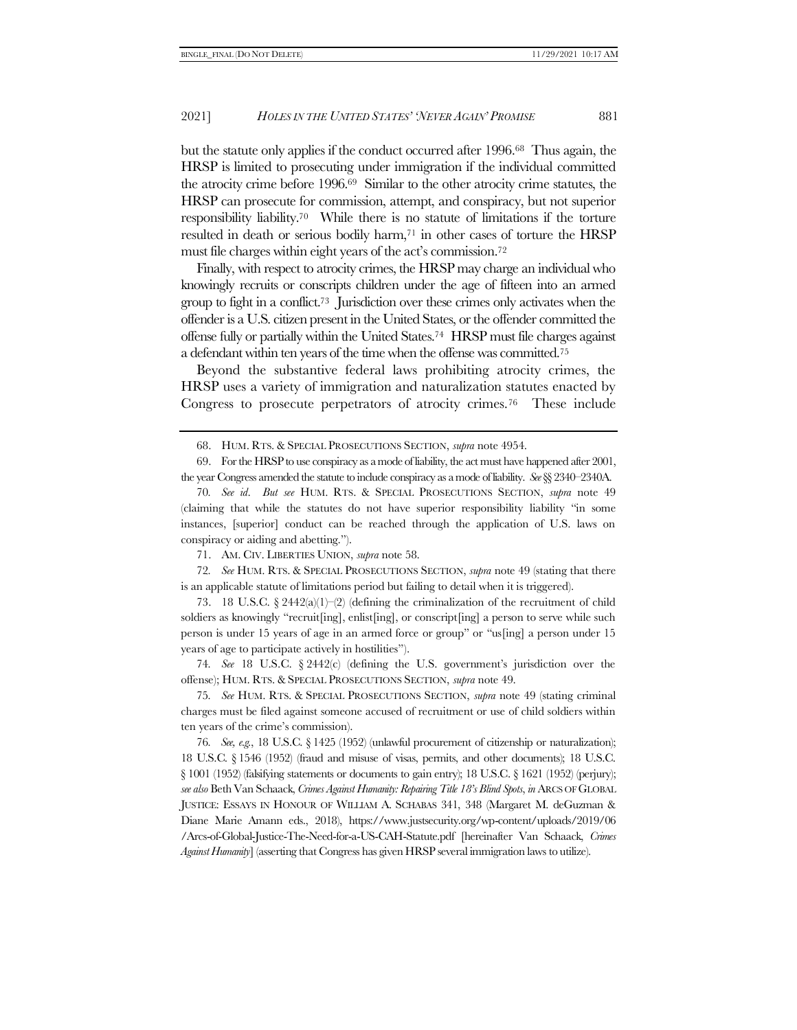but the statute only applies if the conduct occurred after 1996.[68] Thus again, the HRSP is limited to prosecuting under immigration if the individual committed the atrocity crime before 1996.[69] Similar to the other atrocity crime statutes, the HRSP can prosecute for commission, attempt, and conspiracy, but not superior responsibility liability.[70] While there is no statute of limitations if the torture resulted in death or serious bodily harm,[71] in other cases of torture the HRSP must file charges within eight years of the act's commission.[72]

Finally, with respect to atrocity crimes, the HRSP may charge an individual who knowingly recruits or conscripts children under the age of fifteen into an armed group to fight in a conflict.[73] Jurisdiction over these crimes only activates when the offender is a U.S. citizen present in the United States, or the offender committed the offense fully or partially within the United States.[74] HRSP must file charges against a defendant within ten years of the time when the offense was committed.[75]

Beyond the substantive federal laws prohibiting atrocity crimes, the HRSP uses a variety of immigration and naturalization statutes enacted by Congress to prosecute perpetrators of atrocity crimes.[76] These include

---

68. HUM. RTS. & SPECIAL PROSECUTIONS SECTION, *supra* note 4954.

69. For the HRSP to use conspiracy as a mode of liability, the act must have happened after 2001, the year Congress amended the statute to include conspiracy as a mode of liability. *See* §§ 2340–2340A.

70. *See id*. *But see* HUM. RTS. & SPECIAL PROSECUTIONS SECTION, *supra* note 49 (claiming that while the statutes do not have superior responsibility liability "in some instances, [superior] conduct can be reached through the application of U.S. laws on conspiracy or aiding and abetting.").

71. AM. CIV. LIBERTIES UNION, *supra* note 58.

72. *See* HUM. RTS. & SPECIAL PROSECUTIONS SECTION, *supra* note 49 (stating that there is an applicable statute of limitations period but failing to detail when it is triggered).

73. 18 U.S.C. § 2442(a)(1)–(2) (defining the criminalization of the recruitment of child soldiers as knowingly "recruit[ing], enlist[ing], or conscript[ing] a person to serve while such person is under 15 years of age in an armed force or group" or "us[ing] a person under 15 years of age to participate actively in hostilities").

74. *See* 18 U.S.C. § 2442(c) (defining the U.S. government's jurisdiction over the offense); HUM. RTS. & SPECIAL PROSECUTIONS SECTION, *supra* note 49.

75. *See* HUM. RTS. & SPECIAL PROSECUTIONS SECTION, *supra* note 49 (stating criminal charges must be filed against someone accused of recruitment or use of child soldiers within ten years of the crime's commission).

76. *See, e.g.*, 18 U.S.C. § 1425 (1952) (unlawful procurement of citizenship or naturalization); 18 U.S.C. § 1546 (1952) (fraud and misuse of visas, permits, and other documents); 18 U.S.C. § 1001 (1952) (falsifying statements or documents to gain entry); 18 U.S.C. § 1621 (1952) (perjury); *see also* Beth Van Schaack, *Crimes Against Humanity: Repairing Title 18's Blind Spots*, *in* ARCS OF GLOBAL JUSTICE: ESSAYS IN HONOUR OF WILLIAM A. SCHABAS 341, 348 (Margaret M. deGuzman & Diane Marie Amann eds., 2018), https://www.justsecurity.org/wp-content/uploads/2019/06/Arcs-of-Global-Justice-The-Need-for-a-US-CAH-Statute.pdf [hereinafter Van Schaack, *Crimes Against Humanity*] (asserting that Congress has given HRSP several immigration laws to utilize).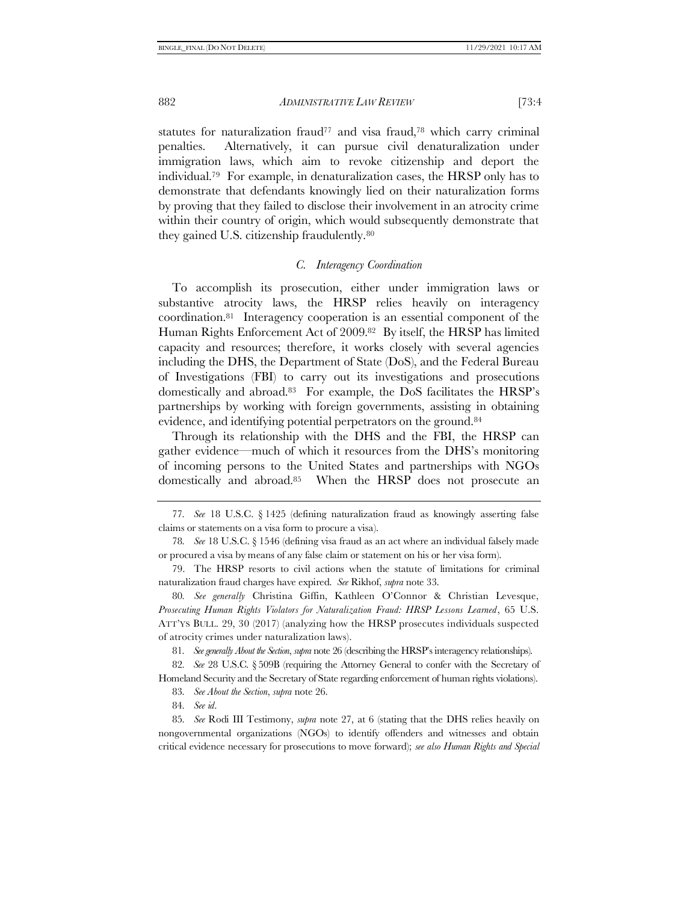statutes for naturalization fraud[77] and visa fraud,[78] which carry criminal penalties. Alternatively, it can pursue civil denaturalization under immigration laws, which aim to revoke citizenship and deport the individual.[79] For example, in denaturalization cases, the HRSP only has to demonstrate that defendants knowingly lied on their naturalization forms by proving that they failed to disclose their involvement in an atrocity crime within their country of origin, which would subsequently demonstrate that they gained U.S. citizenship fraudulently.[80]

### *C. Interagency Coordination*

To accomplish its prosecution, either under immigration laws or substantive atrocity laws, the HRSP relies heavily on interagency coordination.[81] Interagency cooperation is an essential component of the Human Rights Enforcement Act of 2009.[82] By itself, the HRSP has limited capacity and resources; therefore, it works closely with several agencies including the DHS, the Department of State (DoS), and the Federal Bureau of Investigations (FBI) to carry out its investigations and prosecutions domestically and abroad.[83] For example, the DoS facilitates the HRSP's partnerships by working with foreign governments, assisting in obtaining evidence, and identifying potential perpetrators on the ground.[84]

Through its relationship with the DHS and the FBI, the HRSP can gather evidence—much of which it resources from the DHS's monitoring of incoming persons to the United States and partnerships with NGOs domestically and abroad.[85] When the HRSP does not prosecute an

---

77. *See* 18 U.S.C. § 1425 (defining naturalization fraud as knowingly asserting false claims or statements on a visa form to procure a visa).

78. *See* 18 U.S.C. § 1546 (defining visa fraud as an act where an individual falsely made or procured a visa by means of any false claim or statement on his or her visa form).

79. The HRSP resorts to civil actions when the statute of limitations for criminal naturalization fraud charges have expired. *See* Rikhof, *supra* note 33.

80. *See generally* Christina Giffin, Kathleen O'Connor & Christian Levesque, *Prosecuting Human Rights Violators for Naturalization Fraud: HRSP Lessons Learned*, 65 U.S. ATT'YS BULL. 29, 30 (2017) (analyzing how the HRSP prosecutes individuals suspected of atrocity crimes under naturalization laws).

81. *See generally About the Section*, *supra* note 26 (describing the HRSP's interagency relationships).

82. *See* 28 U.S.C. § 509B (requiring the Attorney General to confer with the Secretary of Homeland Security and the Secretary of State regarding enforcement of human rights violations).

83. *See About the Section*, *supra* note 26.

84. *See id*.

85. *See* Rodi III Testimony, *supra* note 27, at 6 (stating that the DHS relies heavily on nongovernmental organizations (NGOs) to identify offenders and witnesses and obtain critical evidence necessary for prosecutions to move forward); *see also Human Rights and Special*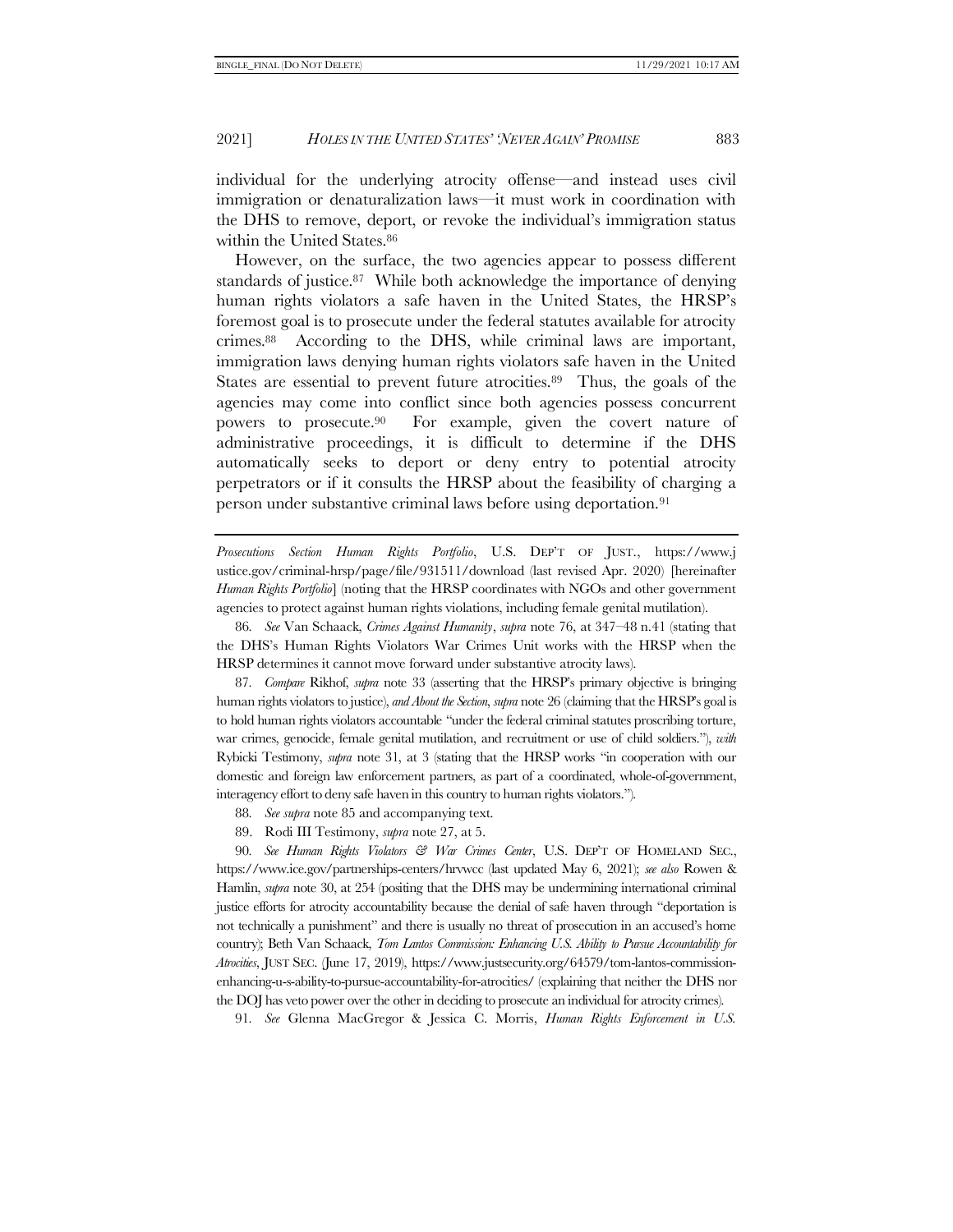individual for the underlying atrocity offense—and instead uses civil immigration or denaturalization laws—it must work in coordination with the DHS to remove, deport, or revoke the individual's immigration status within the United States.[86]

However, on the surface, the two agencies appear to possess different standards of justice.[87] While both acknowledge the importance of denying human rights violators a safe haven in the United States, the HRSP's foremost goal is to prosecute under the federal statutes available for atrocity crimes.[88] According to the DHS, while criminal laws are important, immigration laws denying human rights violators safe haven in the United States are essential to prevent future atrocities.[89] Thus, the goals of the agencies may come into conflict since both agencies possess concurrent powers to prosecute.[90] For example, given the covert nature of administrative proceedings, it is difficult to determine if the DHS automatically seeks to deport or deny entry to potential atrocity perpetrators or if it consults the HRSP about the feasibility of charging a person under substantive criminal laws before using deportation.[91]

---

*Prosecutions Section Human Rights Portfolio*, U.S. DEP'T OF JUST., https://www.justice.gov/criminal-hrsp/page/file/931511/download (last revised Apr. 2020) [hereinafter *Human Rights Portfolio*] (noting that the HRSP coordinates with NGOs and other government agencies to protect against human rights violations, including female genital mutilation).

86. *See* Van Schaack, *Crimes Against Humanity*, *supra* note 76, at 347–48 n.41 (stating that the DHS's Human Rights Violators War Crimes Unit works with the HRSP when the HRSP determines it cannot move forward under substantive atrocity laws).

87. *Compare* Rikhof, *supra* note 33 (asserting that the HRSP's primary objective is bringing human rights violators to justice), *and About the Section*, *supra* note 26 (claiming that the HRSP's goal is to hold human rights violators accountable "under the federal criminal statutes proscribing torture, war crimes, genocide, female genital mutilation, and recruitment or use of child soldiers."), *with* Rybicki Testimony, *supra* note 31, at 3 (stating that the HRSP works "in cooperation with our domestic and foreign law enforcement partners, as part of a coordinated, whole-of-government, interagency effort to deny safe haven in this country to human rights violators.").

88. *See supra* note 85 and accompanying text.

89. Rodi III Testimony, *supra* note 27, at 5.

90. *See Human Rights Violators & War Crimes Center*, U.S. DEP'T OF HOMELAND SEC., https://www.ice.gov/partnerships-centers/hrvwcc (last updated May 6, 2021); *see also* Rowen & Hamlin, *supra* note 30, at 254 (positing that the DHS may be undermining international criminal justice efforts for atrocity accountability because the denial of safe haven through "deportation is not technically a punishment" and there is usually no threat of prosecution in an accused's home country); Beth Van Schaack, *Tom Lantos Commission: Enhancing U.S. Ability to Pursue Accountability for Atrocities*, JUST SEC. (June 17, 2019), https://www.justsecurity.org/64579/tom-lantos-commission-enhancing-u-s-ability-to-pursue-accountability-for-atrocities/ (explaining that neither the DHS nor the DOJ has veto power over the other in deciding to prosecute an individual for atrocity crimes).

91. *See* Glenna MacGregor & Jessica C. Morris, *Human Rights Enforcement in U.S.*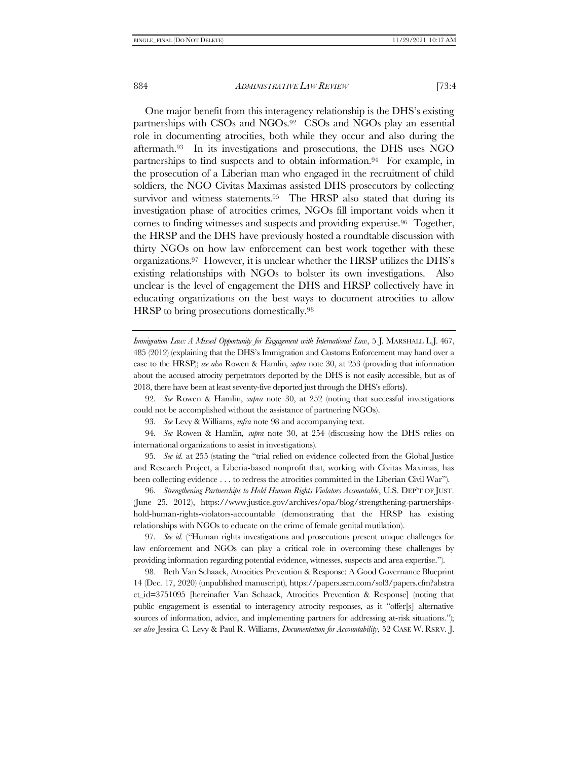One major benefit from this interagency relationship is the DHS's existing partnerships with CSOs and NGOs.[92] CSOs and NGOs play an essential role in documenting atrocities, both while they occur and also during the aftermath.[93] In its investigations and prosecutions, the DHS uses NGO partnerships to find suspects and to obtain information.[94] For example, in the prosecution of a Liberian man who engaged in the recruitment of child soldiers, the NGO Civitas Maximas assisted DHS prosecutors by collecting survivor and witness statements.[95] The HRSP also stated that during its investigation phase of atrocities crimes, NGOs fill important voids when it comes to finding witnesses and suspects and providing expertise.[96] Together, the HRSP and the DHS have previously hosted a roundtable discussion with thirty NGOs on how law enforcement can best work together with these organizations.[97] However, it is unclear whether the HRSP utilizes the DHS's existing relationships with NGOs to bolster its own investigations. Also unclear is the level of engagement the DHS and HRSP collectively have in educating organizations on the best ways to document atrocities to allow HRSP to bring prosecutions domestically.[98]

---

*Immigration Law: A Missed Opportunity for Engagement with International Law*, 5 J. MARSHALL L.J. 467, 485 (2012) (explaining that the DHS's Immigration and Customs Enforcement may hand over a case to the HRSP); *see also* Rowen & Hamlin, *supra* note 30, at 253 (providing that information about the accused atrocity perpetrators deported by the DHS is not easily accessible, but as of 2018, there have been at least seventy-five deported just through the DHS's efforts).

92. *See* Rowen & Hamlin, *supra* note 30, at 252 (noting that successful investigations could not be accomplished without the assistance of partnering NGOs).

93. *See* Levy & Williams, *infra* note 98 and accompanying text.

94. *See* Rowen & Hamlin, *supra* note 30, at 254 (discussing how the DHS relies on international organizations to assist in investigations).

95. *See id.* at 255 (stating the "trial relied on evidence collected from the Global Justice and Research Project, a Liberia-based nonprofit that, working with Civitas Maximas, has been collecting evidence . . . to redress the atrocities committed in the Liberian Civil War").

96. *Strengthening Partnerships to Hold Human Rights Violators Accountable*, U.S. DEP'T OF JUST. (June 25, 2012), https://www.justice.gov/archives/opa/blog/strengthening-partnerships-hold-human-rights-violators-accountable (demonstrating that the HRSP has existing relationships with NGOs to educate on the crime of female genital mutilation).

97. *See id.* ("Human rights investigations and prosecutions present unique challenges for law enforcement and NGOs can play a critical role in overcoming these challenges by providing information regarding potential evidence, witnesses, suspects and area expertise.").

98. Beth Van Schaack, Atrocities Prevention & Response: A Good Governance Blueprint 14 (Dec. 17, 2020) (unpublished manuscript), https://papers.ssrn.com/sol3/papers.cfm?abstract_id=3751095 [hereinafter Van Schaack, Atrocities Prevention & Response] (noting that public engagement is essential to interagency atrocity responses, as it "offer[s] alternative sources of information, advice, and implementing partners for addressing at-risk situations."); *see also* Jessica C. Levy & Paul R. Williams, *Documentation for Accountability*, 52 CASE W. RSRV. J.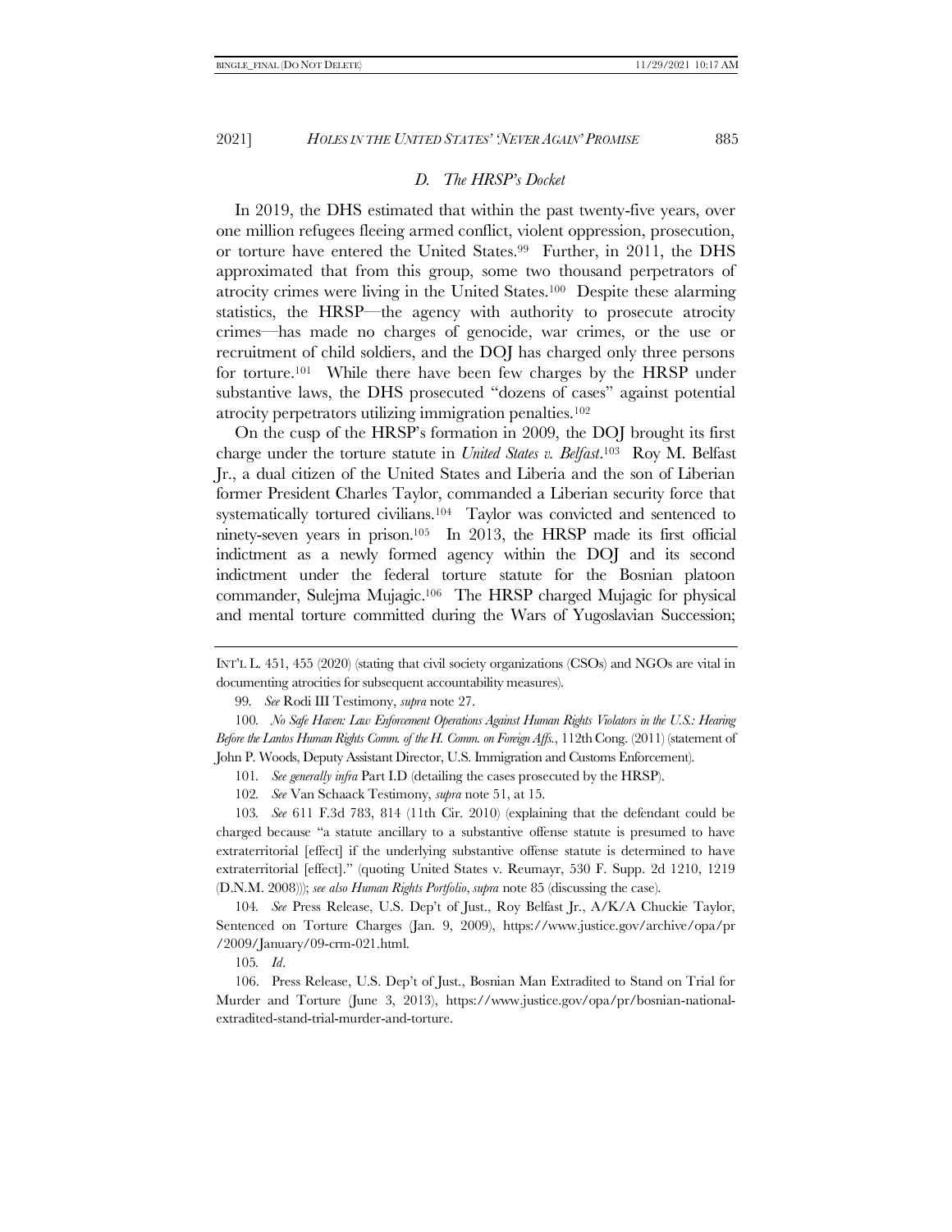### *D. The HRSP's Docket*

In 2019, the DHS estimated that within the past twenty-five years, over one million refugees fleeing armed conflict, violent oppression, prosecution, or torture have entered the United States.[99] Further, in 2011, the DHS approximated that from this group, some two thousand perpetrators of atrocity crimes were living in the United States.[100] Despite these alarming statistics, the HRSP—the agency with authority to prosecute atrocity crimes—has made no charges of genocide, war crimes, or the use or recruitment of child soldiers, and the DOJ has charged only three persons for torture.[101] While there have been few charges by the HRSP under substantive laws, the DHS prosecuted "dozens of cases" against potential atrocity perpetrators utilizing immigration penalties.[102]

On the cusp of the HRSP's formation in 2009, the DOJ brought its first charge under the torture statute in *United States v. Belfast*.[103] Roy M. Belfast Jr., a dual citizen of the United States and Liberia and the son of Liberian former President Charles Taylor, commanded a Liberian security force that systematically tortured civilians.[104] Taylor was convicted and sentenced to ninety-seven years in prison.[105] In 2013, the HRSP made its first official indictment as a newly formed agency within the DOJ and its second indictment under the federal torture statute for the Bosnian platoon commander, Sulejma Mujagic.[106] The HRSP charged Mujagic for physical and mental torture committed during the Wars of Yugoslavian Succession;

---

INT'L L. 451, 455 (2020) (stating that civil society organizations (CSOs) and NGOs are vital in documenting atrocities for subsequent accountability measures).

99. *See* Rodi III Testimony, *supra* note 27.

100. *No Safe Haven: Law Enforcement Operations Against Human Rights Violators in the U.S.: Hearing Before the Lantos Human Rights Comm. of the H. Comm. on Foreign Affs.*, 112th Cong. (2011) (statement of John P. Woods, Deputy Assistant Director, U.S. Immigration and Customs Enforcement).

101. *See generally infra* Part I.D (detailing the cases prosecuted by the HRSP).

102. *See* Van Schaack Testimony, *supra* note 51, at 15.

103. *See* 611 F.3d 783, 814 (11th Cir. 2010) (explaining that the defendant could be charged because "a statute ancillary to a substantive offense statute is presumed to have extraterritorial [effect] if the underlying substantive offense statute is determined to have extraterritorial [effect]." (quoting United States v. Reumayr, 530 F. Supp. 2d 1210, 1219 (D.N.M. 2008))); *see also Human Rights Portfolio*, *supra* note 85 (discussing the case).

104. *See* Press Release, U.S. Dep't of Just., Roy Belfast Jr., A/K/A Chuckie Taylor, Sentenced on Torture Charges (Jan. 9, 2009), https://www.justice.gov/archive/opa/pr/2009/January/09-crm-021.html.

105. *Id*.

106. Press Release, U.S. Dep't of Just., Bosnian Man Extradited to Stand on Trial for Murder and Torture (June 3, 2013), https://www.justice.gov/opa/pr/bosnian-national-extradited-stand-trial-murder-and-torture.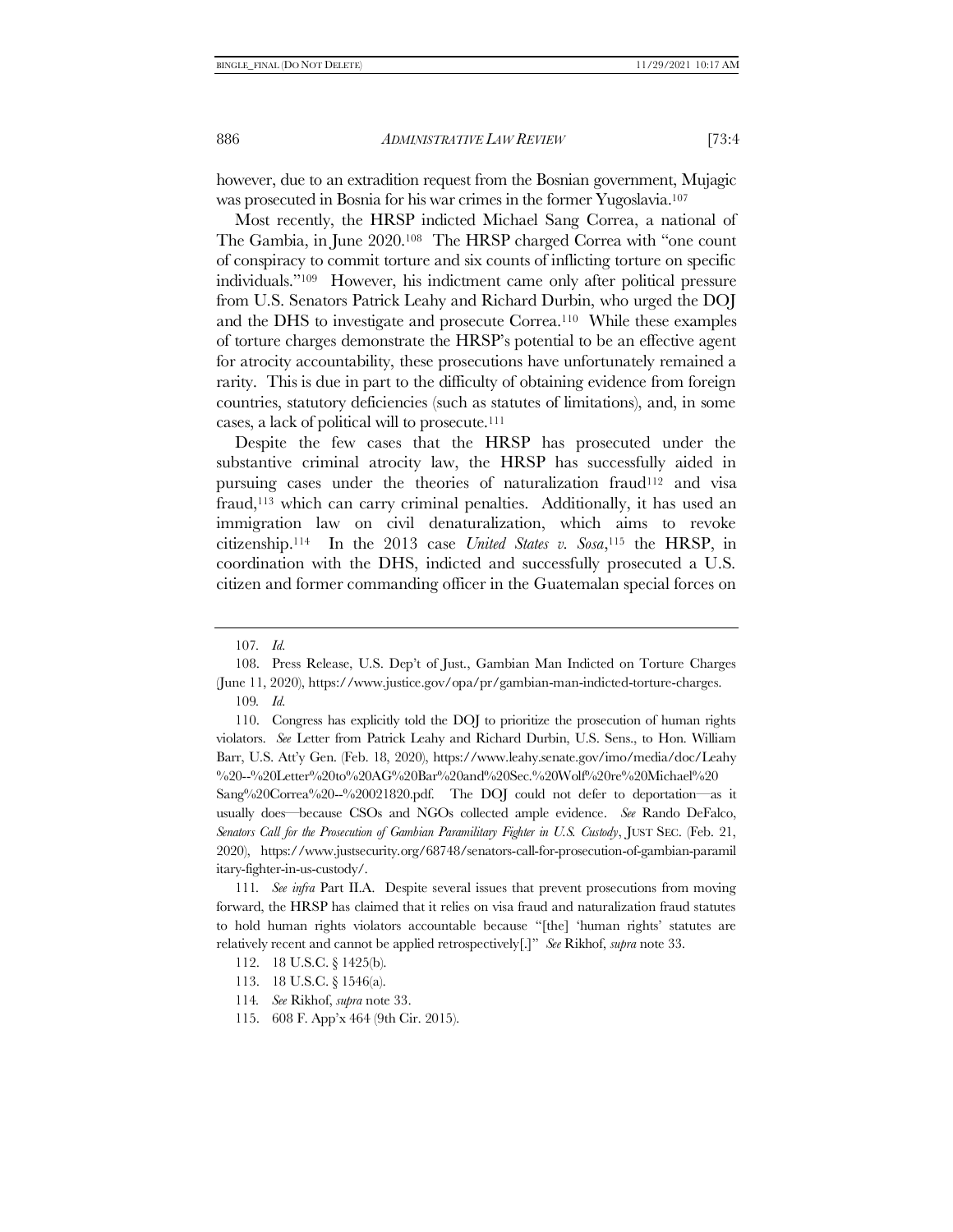however, due to an extradition request from the Bosnian government, Mujagic was prosecuted in Bosnia for his war crimes in the former Yugoslavia.[107]

Most recently, the HRSP indicted Michael Sang Correa, a national of The Gambia, in June 2020.[108] The HRSP charged Correa with "one count of conspiracy to commit torture and six counts of inflicting torture on specific individuals."[109] However, his indictment came only after political pressure from U.S. Senators Patrick Leahy and Richard Durbin, who urged the DOJ and the DHS to investigate and prosecute Correa.[110] While these examples of torture charges demonstrate the HRSP's potential to be an effective agent for atrocity accountability, these prosecutions have unfortunately remained a rarity. This is due in part to the difficulty of obtaining evidence from foreign countries, statutory deficiencies (such as statutes of limitations), and, in some cases, a lack of political will to prosecute.[111]

Despite the few cases that the HRSP has prosecuted under the substantive criminal atrocity law, the HRSP has successfully aided in pursuing cases under the theories of naturalization fraud[112] and visa fraud,[113] which can carry criminal penalties. Additionally, it has used an immigration law on civil denaturalization, which aims to revoke citizenship.[114] In the 2013 case *United States v. Sosa*,[115] the HRSP, in coordination with the DHS, indicted and successfully prosecuted a U.S. citizen and former commanding officer in the Guatemalan special forces on

---

107. *Id.*

108. Press Release, U.S. Dep't of Just., Gambian Man Indicted on Torture Charges (June 11, 2020), https://www.justice.gov/opa/pr/gambian-man-indicted-torture-charges.

109. *Id.*

110. Congress has explicitly told the DOJ to prioritize the prosecution of human rights violators. *See* Letter from Patrick Leahy and Richard Durbin, U.S. Sens., to Hon. William Barr, U.S. Att'y Gen. (Feb. 18, 2020), https://www.leahy.senate.gov/imo/media/doc/Leahy%20--%20Letter%20to%20AG%20Bar%20and%20Sec.%20Wolf%20re%20Michael%20Sang%20Correa%20--%20021820.pdf. The DOJ could not defer to deportation—as it usually does—because CSOs and NGOs collected ample evidence. *See* Rando DeFalco, *Senators Call for the Prosecution of Gambian Paramilitary Fighter in U.S. Custody*, JUST SEC. (Feb. 21, 2020), https://www.justsecurity.org/68748/senators-call-for-prosecution-of-gambian-paramilitary-fighter-in-us-custody/.

111. *See infra* Part II.A. Despite several issues that prevent prosecutions from moving forward, the HRSP has claimed that it relies on visa fraud and naturalization fraud statutes to hold human rights violators accountable because "[the] 'human rights' statutes are relatively recent and cannot be applied retrospectively[.]" *See* Rikhof, *supra* note 33.

112. 18 U.S.C. § 1425(b).

113. 18 U.S.C. § 1546(a).

114. *See* Rikhof, *supra* note 33.

115. 608 F. App'x 464 (9th Cir. 2015).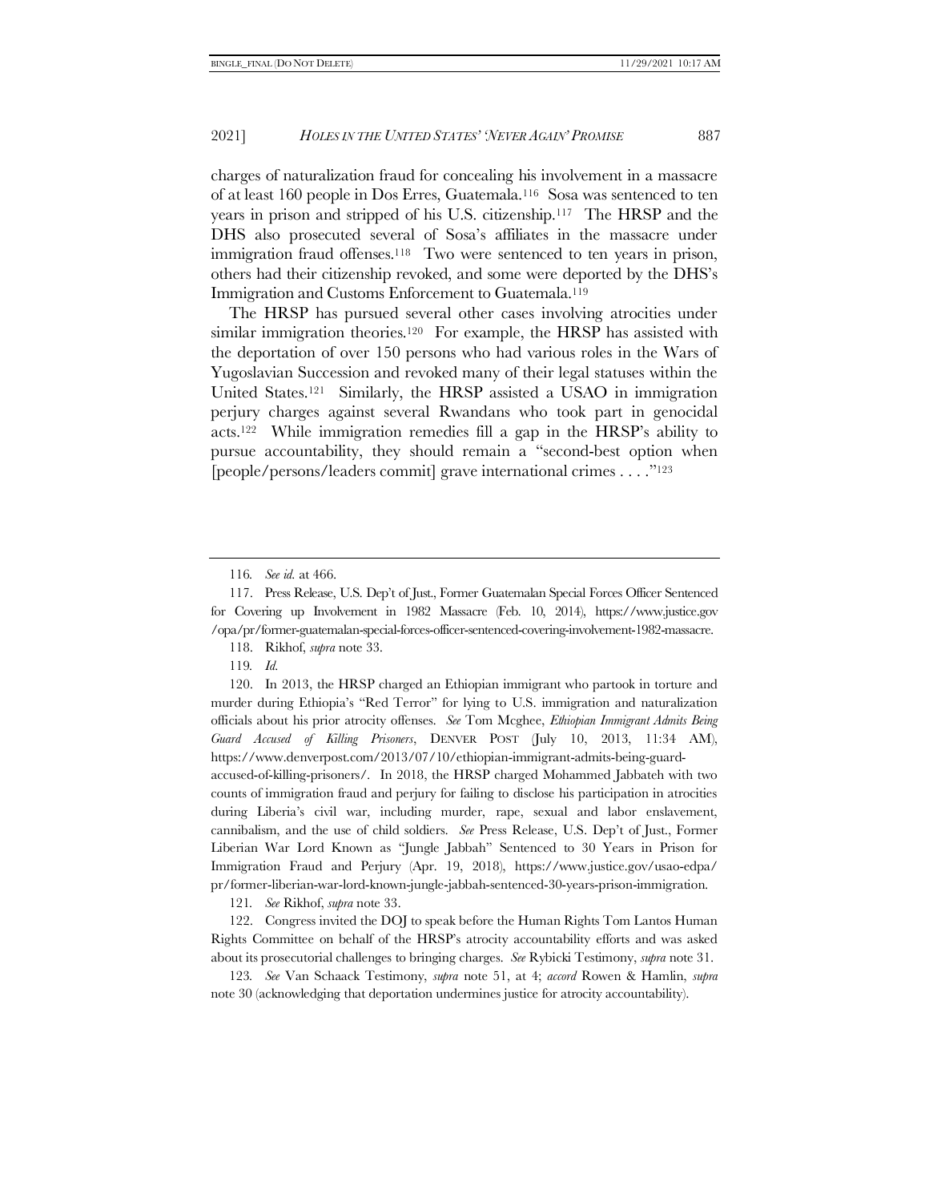charges of naturalization fraud for concealing his involvement in a massacre of at least 160 people in Dos Erres, Guatemala.[116] Sosa was sentenced to ten years in prison and stripped of his U.S. citizenship.[117] The HRSP and the DHS also prosecuted several of Sosa's affiliates in the massacre under immigration fraud offenses.[118] Two were sentenced to ten years in prison, others had their citizenship revoked, and some were deported by the DHS's Immigration and Customs Enforcement to Guatemala.[119]

The HRSP has pursued several other cases involving atrocities under similar immigration theories.[120] For example, the HRSP has assisted with the deportation of over 150 persons who had various roles in the Wars of Yugoslavian Succession and revoked many of their legal statuses within the United States.[121] Similarly, the HRSP assisted a USAO in immigration perjury charges against several Rwandans who took part in genocidal acts.[122] While immigration remedies fill a gap in the HRSP's ability to pursue accountability, they should remain a "second-best option when [people/persons/leaders commit] grave international crimes . . . ."[123]

---

116. *See id.* at 466.

117. Press Release, U.S. Dep't of Just., Former Guatemalan Special Forces Officer Sentenced for Covering up Involvement in 1982 Massacre (Feb. 10, 2014), https://www.justice.gov/opa/pr/former-guatemalan-special-forces-officer-sentenced-covering-involvement-1982-massacre.

118. Rikhof, *supra* note 33.

119. *Id.*

120. In 2013, the HRSP charged an Ethiopian immigrant who partook in torture and murder during Ethiopia's "Red Terror" for lying to U.S. immigration and naturalization officials about his prior atrocity offenses. *See* Tom Mcghee, *Ethiopian Immigrant Admits Being Guard Accused of Killing Prisoners*, DENVER POST (July 10, 2013, 11:34 AM), https://www.denverpost.com/2013/07/10/ethiopian-immigrant-admits-being-guard-accused-of-killing-prisoners/. In 2018, the HRSP charged Mohammed Jabbateh with two counts of immigration fraud and perjury for failing to disclose his participation in atrocities during Liberia's civil war, including murder, rape, sexual and labor enslavement, cannibalism, and the use of child soldiers. *See* Press Release, U.S. Dep't of Just., Former Liberian War Lord Known as "Jungle Jabbah" Sentenced to 30 Years in Prison for Immigration Fraud and Perjury (Apr. 19, 2018), https://www.justice.gov/usao-edpa/pr/former-liberian-war-lord-known-jungle-jabbah-sentenced-30-years-prison-immigration.

121. *See* Rikhof, *supra* note 33.

122. Congress invited the DOJ to speak before the Human Rights Tom Lantos Human Rights Committee on behalf of the HRSP's atrocity accountability efforts and was asked about its prosecutorial challenges to bringing charges. *See* Rybicki Testimony, *supra* note 31.

123. *See* Van Schaack Testimony, *supra* note 51, at 4; *accord* Rowen & Hamlin, *supra* note 30 (acknowledging that deportation undermines justice for atrocity accountability).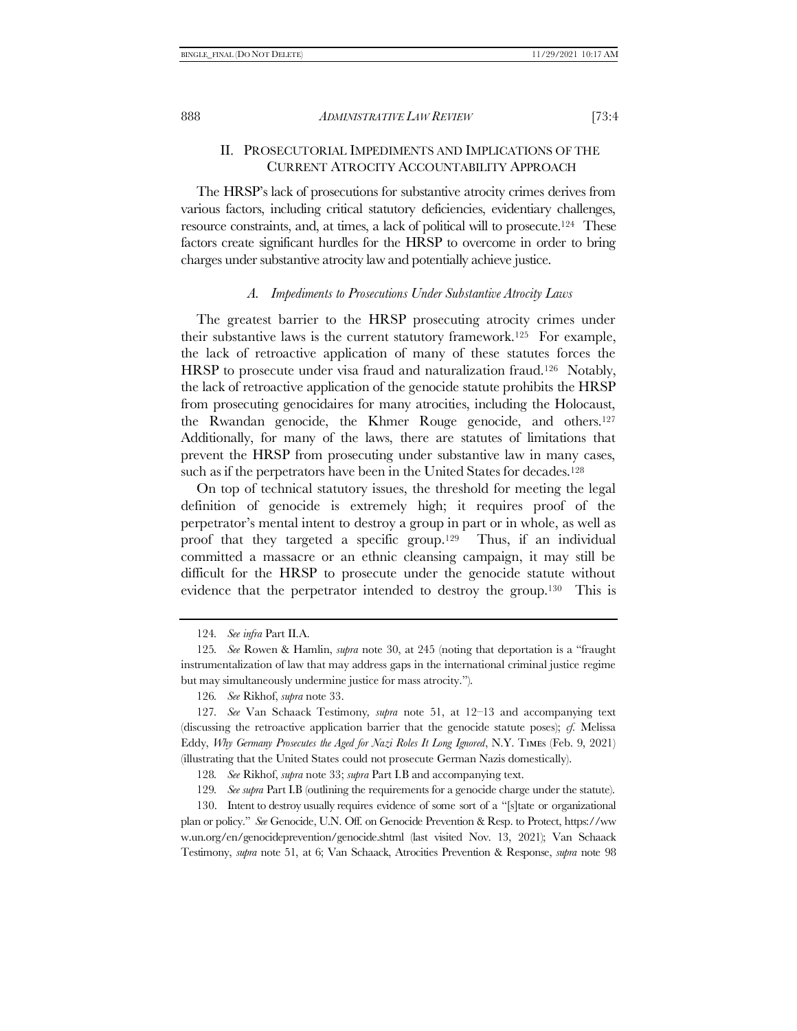## II. Prosecutorial Impediments and Implications of the Current Atrocity Accountability Approach

The HRSP's lack of prosecutions for substantive atrocity crimes derives from various factors, including critical statutory deficiencies, evidentiary challenges, resource constraints, and, at times, a lack of political will to prosecute.[124] These factors create significant hurdles for the HRSP to overcome in order to bring charges under substantive atrocity law and potentially achieve justice.

### *A. Impediments to Prosecutions Under Substantive Atrocity Laws*

The greatest barrier to the HRSP prosecuting atrocity crimes under their substantive laws is the current statutory framework.[125] For example, the lack of retroactive application of many of these statutes forces the HRSP to prosecute under visa fraud and naturalization fraud.[126] Notably, the lack of retroactive application of the genocide statute prohibits the HRSP from prosecuting genocidaires for many atrocities, including the Holocaust, the Rwandan genocide, the Khmer Rouge genocide, and others.[127] Additionally, for many of the laws, there are statutes of limitations that prevent the HRSP from prosecuting under substantive law in many cases, such as if the perpetrators have been in the United States for decades.[128]

On top of technical statutory issues, the threshold for meeting the legal definition of genocide is extremely high; it requires proof of the perpetrator's mental intent to destroy a group in part or in whole, as well as proof that they targeted a specific group.[129] Thus, if an individual committed a massacre or an ethnic cleansing campaign, it may still be difficult for the HRSP to prosecute under the genocide statute without evidence that the perpetrator intended to destroy the group.[130] This is

---

124. *See infra* Part II.A.

125. *See* Rowen & Hamlin, *supra* note 30, at 245 (noting that deportation is a "fraught instrumentalization of law that may address gaps in the international criminal justice regime but may simultaneously undermine justice for mass atrocity.").

126. *See* Rikhof, *supra* note 33.

127. *See* Van Schaack Testimony, *supra* note 51, at 12–13 and accompanying text (discussing the retroactive application barrier that the genocide statute poses); *cf.* Melissa Eddy, *Why Germany Prosecutes the Aged for Nazi Roles It Long Ignored*, N.Y. TIMES (Feb. 9, 2021) (illustrating that the United States could not prosecute German Nazis domestically).

128. *See* Rikhof, *supra* note 33; *supra* Part I.B and accompanying text.

129. *See supra* Part I.B (outlining the requirements for a genocide charge under the statute).

130. Intent to destroy usually requires evidence of some sort of a "[s]tate or organizational plan or policy." *See* Genocide, U.N. Off. on Genocide Prevention & Resp. to Protect, https://www.un.org/en/genocideprevention/genocide.shtml (last visited Nov. 13, 2021); Van Schaack Testimony, *supra* note 51, at 6; Van Schaack, Atrocities Prevention & Response, *supra* note 98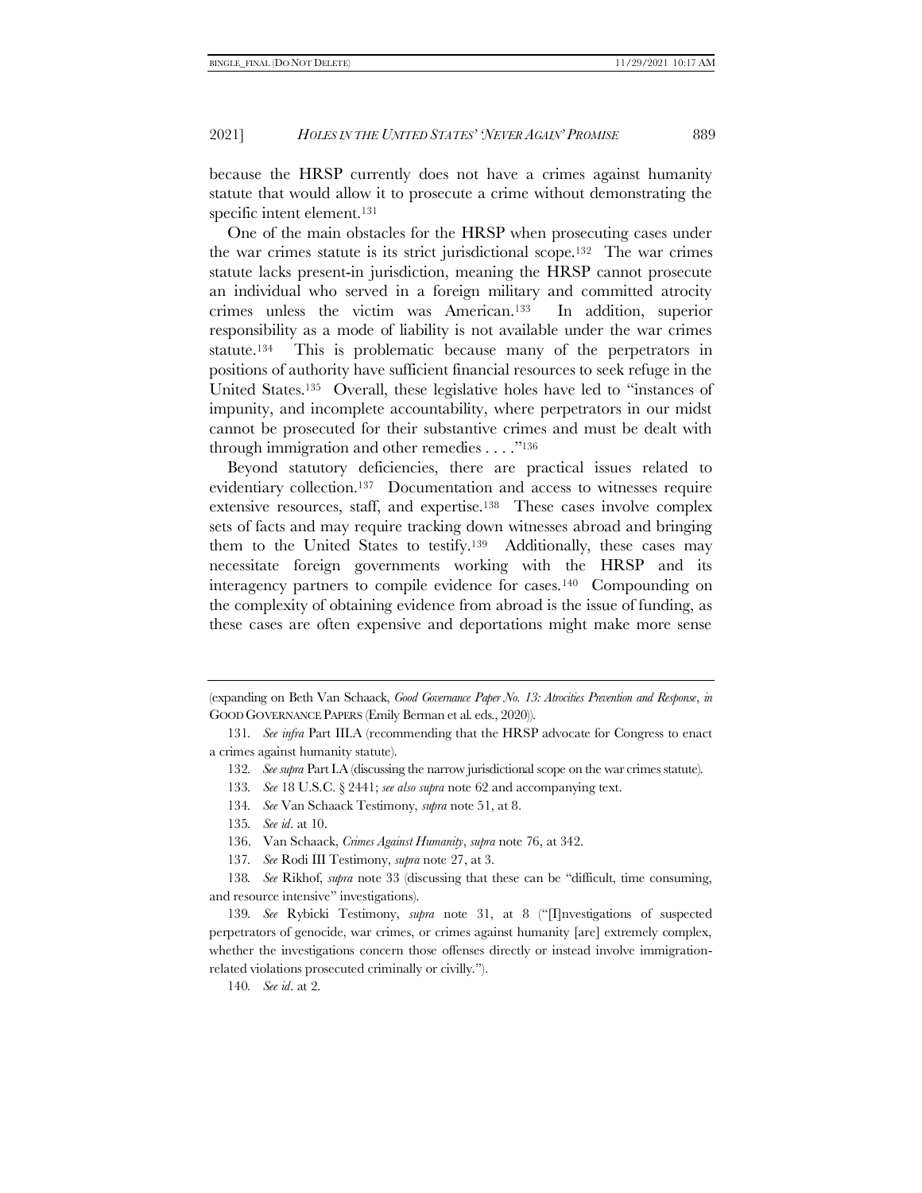because the HRSP currently does not have a crimes against humanity statute that would allow it to prosecute a crime without demonstrating the specific intent element.[131]

One of the main obstacles for the HRSP when prosecuting cases under the war crimes statute is its strict jurisdictional scope.[132] The war crimes statute lacks present-in jurisdiction, meaning the HRSP cannot prosecute an individual who served in a foreign military and committed atrocity crimes unless the victim was American.[133] In addition, superior responsibility as a mode of liability is not available under the war crimes statute.[134] This is problematic because many of the perpetrators in positions of authority have sufficient financial resources to seek refuge in the United States.[135] Overall, these legislative holes have led to "instances of impunity, and incomplete accountability, where perpetrators in our midst cannot be prosecuted for their substantive crimes and must be dealt with through immigration and other remedies . . . ."[136]

Beyond statutory deficiencies, there are practical issues related to evidentiary collection.[137] Documentation and access to witnesses require extensive resources, staff, and expertise.[138] These cases involve complex sets of facts and may require tracking down witnesses abroad and bringing them to the United States to testify.[139] Additionally, these cases may necessitate foreign governments working with the HRSP and its interagency partners to compile evidence for cases.[140] Compounding on the complexity of obtaining evidence from abroad is the issue of funding, as these cases are often expensive and deportations might make more sense

---

(expanding on Beth Van Schaack, *Good Governance Paper No. 13: Atrocities Prevention and Response*, *in* GOOD GOVERNANCE PAPERS (Emily Berman et al. eds., 2020)).

131. *See infra* Part III.A (recommending that the HRSP advocate for Congress to enact a crimes against humanity statute).

132. *See supra* Part I.A (discussing the narrow jurisdictional scope on the war crimes statute).

133. *See* 18 U.S.C. § 2441; *see also supra* note 62 and accompanying text.

134. *See* Van Schaack Testimony, *supra* note 51, at 8.

135. *See id*. at 10.

136. Van Schaack, *Crimes Against Humanity*, *supra* note 76, at 342.

137. *See* Rodi III Testimony, *supra* note 27, at 3.

138. *See* Rikhof, *supra* note 33 (discussing that these can be "difficult, time consuming, and resource intensive" investigations).

139. *See* Rybicki Testimony, *supra* note 31, at 8 ("[I]nvestigations of suspected perpetrators of genocide, war crimes, or crimes against humanity [are] extremely complex, whether the investigations concern those offenses directly or instead involve immigration-related violations prosecuted criminally or civilly.").

140. *See id*. at 2.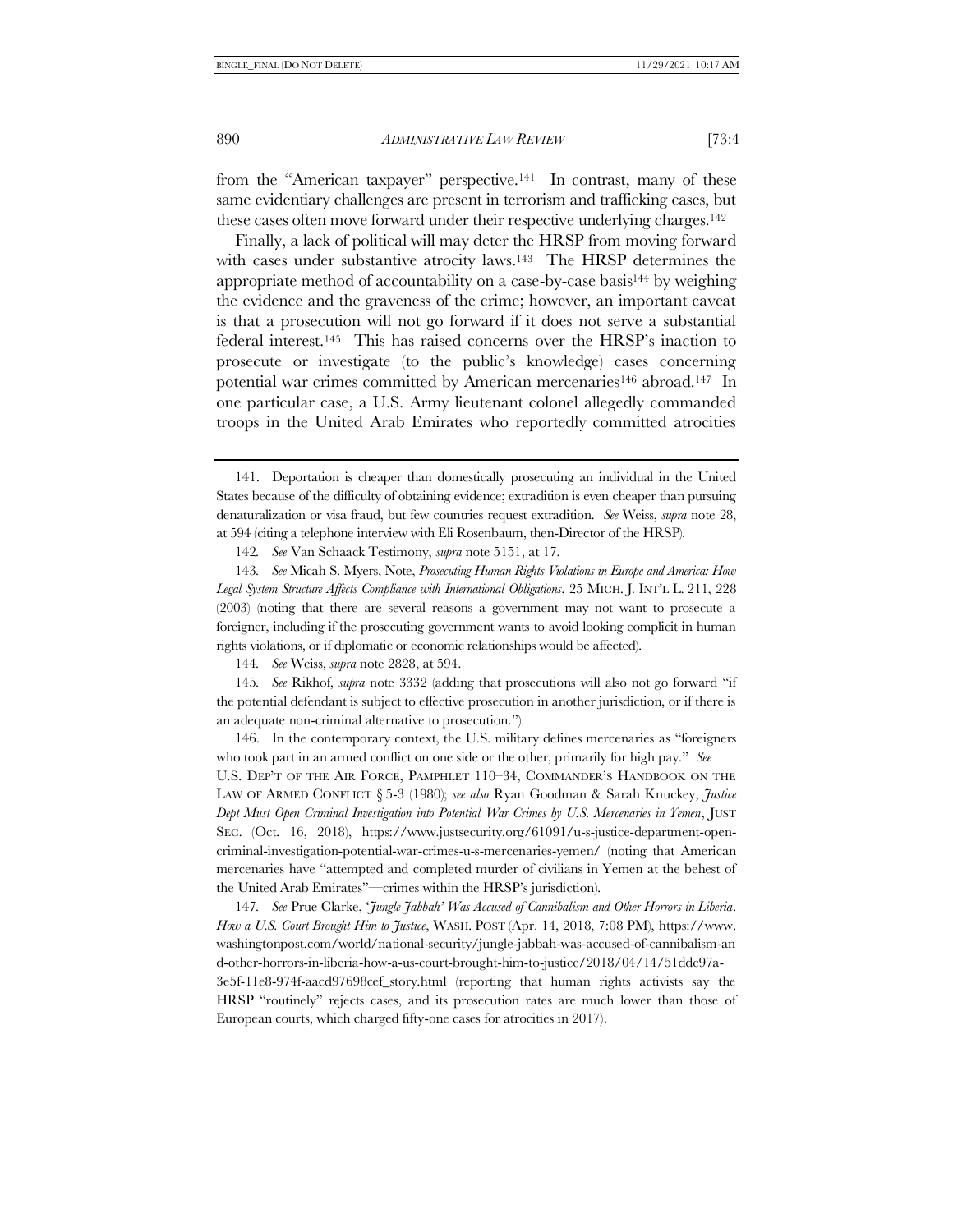from the "American taxpayer" perspective.[141] In contrast, many of these same evidentiary challenges are present in terrorism and trafficking cases, but these cases often move forward under their respective underlying charges.[142]

Finally, a lack of political will may deter the HRSP from moving forward with cases under substantive atrocity laws.[143] The HRSP determines the appropriate method of accountability on a case-by-case basis[144] by weighing the evidence and the graveness of the crime; however, an important caveat is that a prosecution will not go forward if it does not serve a substantial federal interest.[145] This has raised concerns over the HRSP's inaction to prosecute or investigate (to the public's knowledge) cases concerning potential war crimes committed by American mercenaries[146] abroad.[147] In one particular case, a U.S. Army lieutenant colonel allegedly commanded troops in the United Arab Emirates who reportedly committed atrocities

---

141. Deportation is cheaper than domestically prosecuting an individual in the United States because of the difficulty of obtaining evidence; extradition is even cheaper than pursuing denaturalization or visa fraud, but few countries request extradition. *See* Weiss, *supra* note 28, at 594 (citing a telephone interview with Eli Rosenbaum, then-Director of the HRSP).

142. *See* Van Schaack Testimony, *supra* note 5151, at 17.

143. *See* Micah S. Myers, Note, *Prosecuting Human Rights Violations in Europe and America: How Legal System Structure Affects Compliance with International Obligations*, 25 MICH. J. INT'L L. 211, 228 (2003) (noting that there are several reasons a government may not want to prosecute a foreigner, including if the prosecuting government wants to avoid looking complicit in human rights violations, or if diplomatic or economic relationships would be affected).

144. *See* Weiss, *supra* note 2828, at 594.

145. *See* Rikhof, *supra* note 3332 (adding that prosecutions will also not go forward "if the potential defendant is subject to effective prosecution in another jurisdiction, or if there is an adequate non-criminal alternative to prosecution.").

146. In the contemporary context, the U.S. military defines mercenaries as "foreigners who took part in an armed conflict on one side or the other, primarily for high pay." *See* U.S. DEP'T OF THE AIR FORCE, PAMPHLET 110–34, COMMANDER'S HANDBOOK ON THE LAW OF ARMED CONFLICT § 5-3 (1980); *see also* Ryan Goodman & Sarah Knuckey, *Justice Dept Must Open Criminal Investigation into Potential War Crimes by U.S. Mercenaries in Yemen*, JUST SEC. (Oct. 16, 2018), https://www.justsecurity.org/61091/u-s-justice-department-open-criminal-investigation-potential-war-crimes-u-s-mercenaries-yemen/ (noting that American mercenaries have "attempted and completed murder of civilians in Yemen at the behest of the United Arab Emirates"—crimes within the HRSP's jurisdiction).

147. *See* Prue Clarke, *'Jungle Jabbah' Was Accused of Cannibalism and Other Horrors in Liberia. How a U.S. Court Brought Him to Justice*, WASH. POST (Apr. 14, 2018, 7:08 PM), https://www.washingtonpost.com/world/national-security/jungle-jabbah-was-accused-of-cannibalism-and-other-horrors-in-liberia-how-a-us-court-brought-him-to-justice/2018/04/14/51ddc97a-3e5f-11e8-974f-aacd97698cef_story.html (reporting that human rights activists say the HRSP "routinely" rejects cases, and its prosecution rates are much lower than those of European courts, which charged fifty-one cases for atrocities in 2017).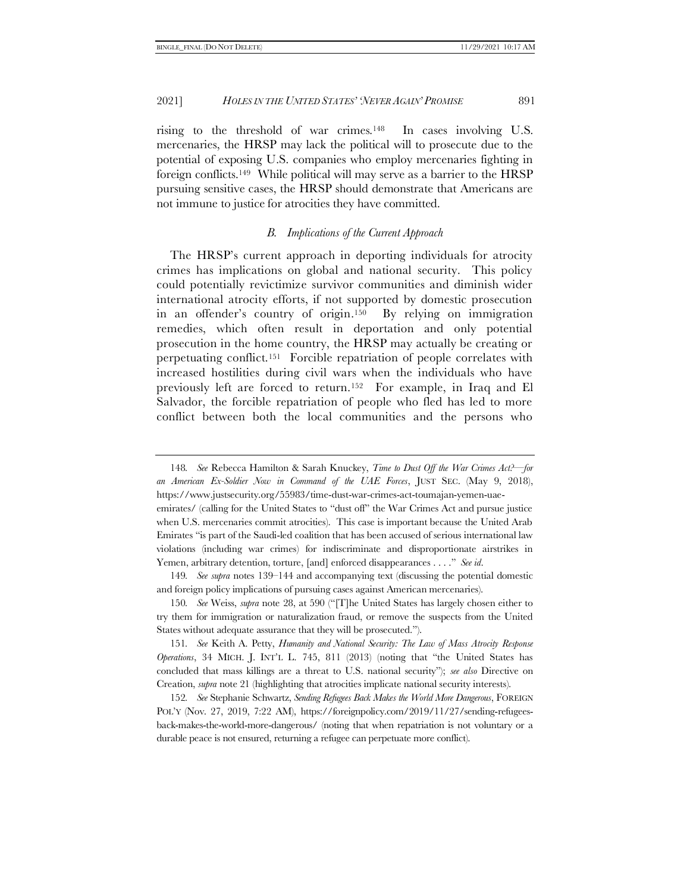rising to the threshold of war crimes.[148] In cases involving U.S. mercenaries, the HRSP may lack the political will to prosecute due to the potential of exposing U.S. companies who employ mercenaries fighting in foreign conflicts.[149] While political will may serve as a barrier to the HRSP pursuing sensitive cases, the HRSP should demonstrate that Americans are not immune to justice for atrocities they have committed.

### *B. Implications of the Current Approach*

The HRSP's current approach in deporting individuals for atrocity crimes has implications on global and national security. This policy could potentially revictimize survivor communities and diminish wider international atrocity efforts, if not supported by domestic prosecution in an offender's country of origin.[150] By relying on immigration remedies, which often result in deportation and only potential prosecution in the home country, the HRSP may actually be creating or perpetuating conflict.[151] Forcible repatriation of people correlates with increased hostilities during civil wars when the individuals who have previously left are forced to return.[152] For example, in Iraq and El Salvador, the forcible repatriation of people who fled has led to more conflict between both the local communities and the persons who

---

148. *See* Rebecca Hamilton & Sarah Knuckey, *Time to Dust Off the War Crimes Act?—for an American Ex-Soldier Now in Command of the UAE Forces*, JUST SEC. (May 9, 2018), https://www.justsecurity.org/55983/time-dust-war-crimes-act-toumajan-yemen-uae-emirates/ (calling for the United States to "dust off" the War Crimes Act and pursue justice when U.S. mercenaries commit atrocities). This case is important because the United Arab Emirates "is part of the Saudi-led coalition that has been accused of serious international law violations (including war crimes) for indiscriminate and disproportionate airstrikes in Yemen, arbitrary detention, torture, [and] enforced disappearances . . . ." *See id*.

149. *See supra* notes 139–144 and accompanying text (discussing the potential domestic and foreign policy implications of pursuing cases against American mercenaries).

150. *See* Weiss, *supra* note 28, at 590 ("[T]he United States has largely chosen either to try them for immigration or naturalization fraud, or remove the suspects from the United States without adequate assurance that they will be prosecuted.").

151. *See* Keith A. Petty, *Humanity and National Security: The Law of Mass Atrocity Response Operations*, 34 MICH. J. INT'L L. 745, 811 (2013) (noting that "the United States has concluded that mass killings are a threat to U.S. national security"); *see also* Directive on Creation, *supra* note 21 (highlighting that atrocities implicate national security interests).

152. *See* Stephanie Schwartz, *Sending Refugees Back Makes the World More Dangerous*, FOREIGN POL'Y (Nov. 27, 2019, 7:22 AM), https://foreignpolicy.com/2019/11/27/sending-refugees-back-makes-the-world-more-dangerous/ (noting that when repatriation is not voluntary or a durable peace is not ensured, returning a refugee can perpetuate more conflict).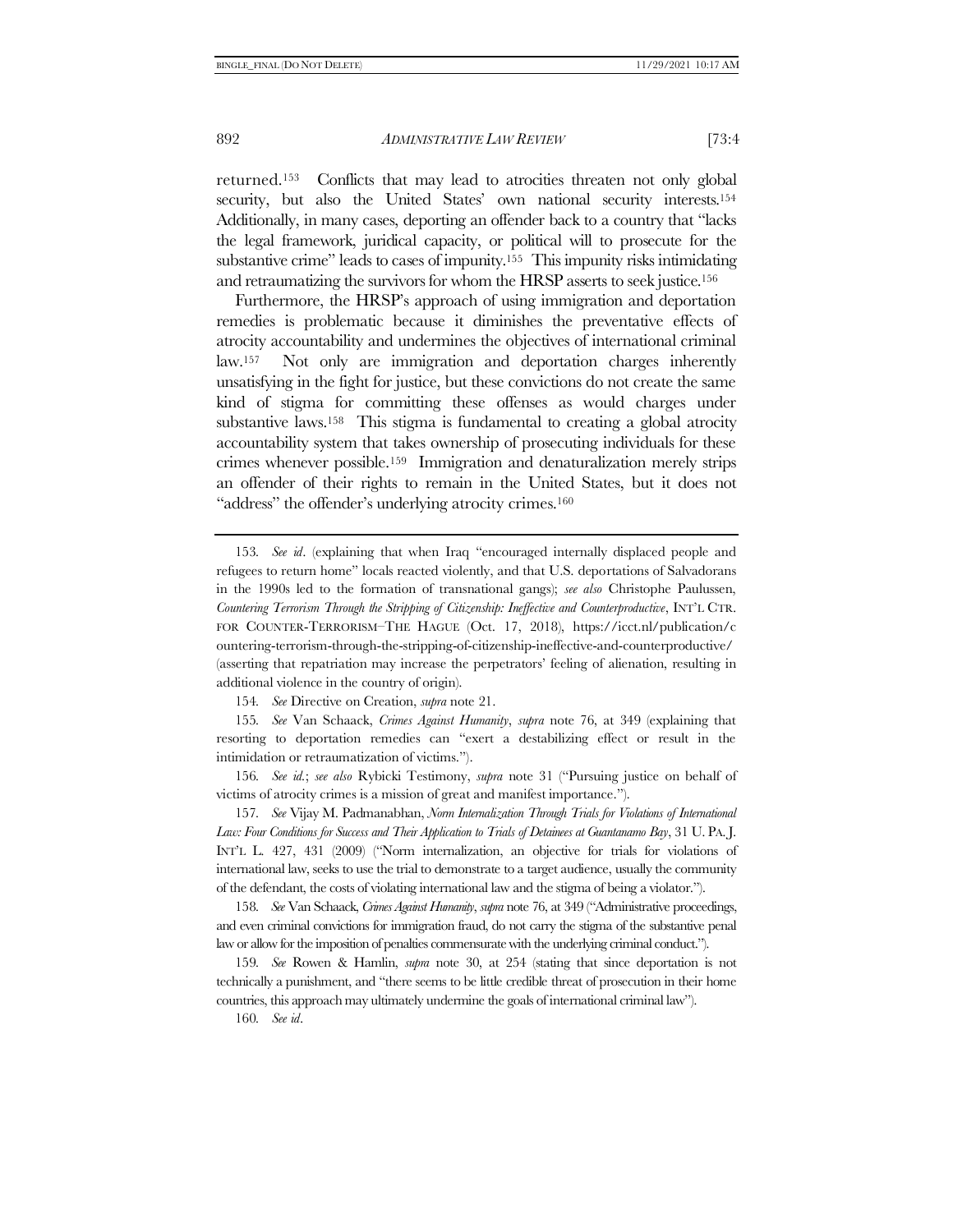returned.[153] Conflicts that may lead to atrocities threaten not only global security, but also the United States' own national security interests.[154] Additionally, in many cases, deporting an offender back to a country that "lacks the legal framework, juridical capacity, or political will to prosecute for the substantive crime" leads to cases of impunity.[155] This impunity risks intimidating and retraumatizing the survivors for whom the HRSP asserts to seek justice.[156]

Furthermore, the HRSP's approach of using immigration and deportation remedies is problematic because it diminishes the preventative effects of atrocity accountability and undermines the objectives of international criminal law.[157] Not only are immigration and deportation charges inherently unsatisfying in the fight for justice, but these convictions do not create the same kind of stigma for committing these offenses as would charges under substantive laws.[158] This stigma is fundamental to creating a global atrocity accountability system that takes ownership of prosecuting individuals for these crimes whenever possible.[159] Immigration and denaturalization merely strips an offender of their rights to remain in the United States, but it does not "address" the offender's underlying atrocity crimes.[160]

---

153. *See id*. (explaining that when Iraq "encouraged internally displaced people and refugees to return home" locals reacted violently, and that U.S. deportations of Salvadorans in the 1990s led to the formation of transnational gangs); *see also* Christophe Paulussen, *Countering Terrorism Through the Stripping of Citizenship: Ineffective and Counterproductive*, INT'L CTR. FOR COUNTER-TERRORISM–THE HAGUE (Oct. 17, 2018), https://icct.nl/publication/countering-terrorism-through-the-stripping-of-citizenship-ineffective-and-counterproductive/ (asserting that repatriation may increase the perpetrators' feeling of alienation, resulting in additional violence in the country of origin).

154. *See* Directive on Creation, *supra* note 21.

155. *See* Van Schaack, *Crimes Against Humanity*, *supra* note 76, at 349 (explaining that resorting to deportation remedies can "exert a destabilizing effect or result in the intimidation or retraumatization of victims.").

156. *See id.*; *see also* Rybicki Testimony, *supra* note 31 ("Pursuing justice on behalf of victims of atrocity crimes is a mission of great and manifest importance.").

157. *See* Vijay M. Padmanabhan, *Norm Internalization Through Trials for Violations of International Law: Four Conditions for Success and Their Application to Trials of Detainees at Guantanamo Bay*, 31 U. PA. J. INT'L L. 427, 431 (2009) ("Norm internalization, an objective for trials for violations of international law, seeks to use the trial to demonstrate to a target audience, usually the community of the defendant, the costs of violating international law and the stigma of being a violator.").

158. *See* Van Schaack, *Crimes Against Humanity*, *supra* note 76, at 349 ("Administrative proceedings, and even criminal convictions for immigration fraud, do not carry the stigma of the substantive penal law or allow for the imposition of penalties commensurate with the underlying criminal conduct.").

159. *See* Rowen & Hamlin, *supra* note 30, at 254 (stating that since deportation is not technically a punishment, and "there seems to be little credible threat of prosecution in their home countries, this approach may ultimately undermine the goals of international criminal law").

160. *See id*.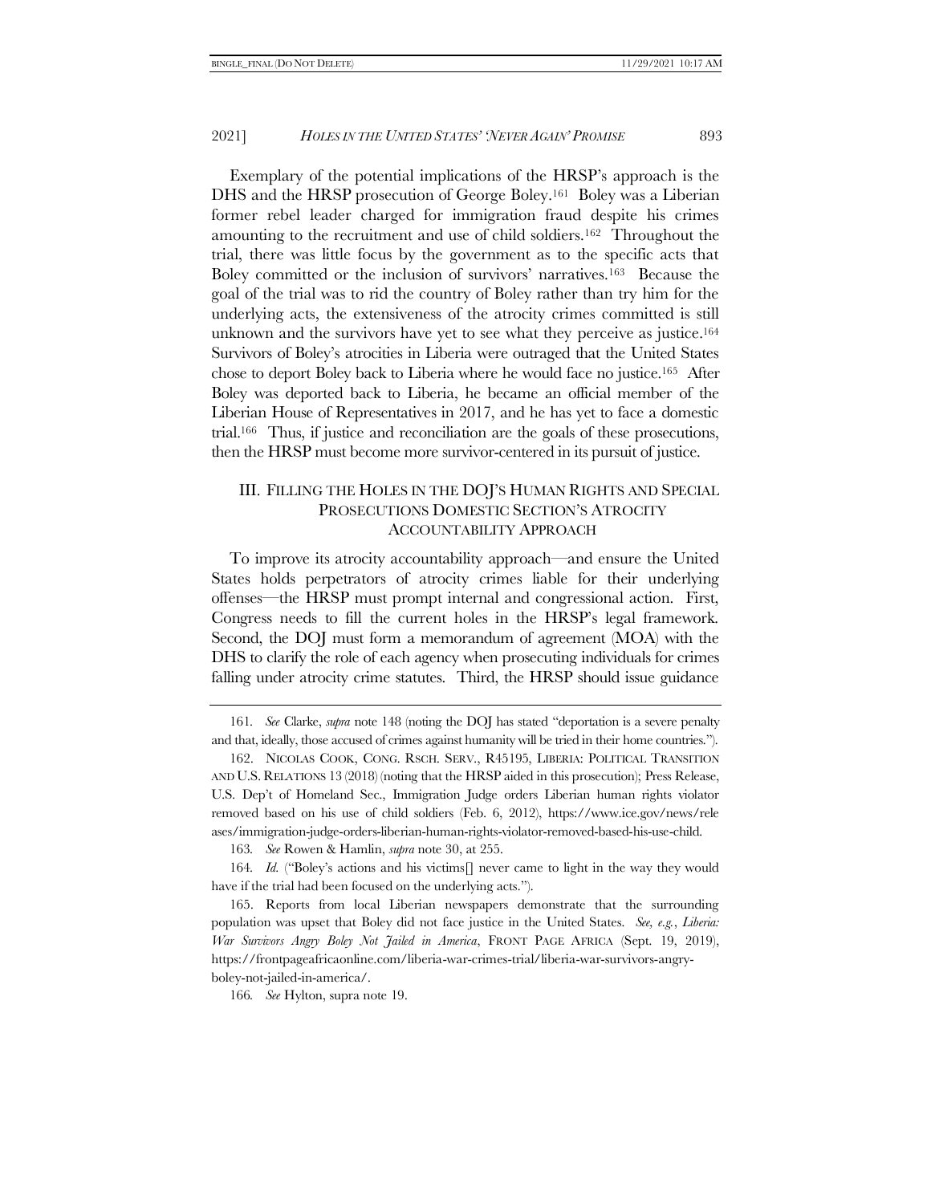Exemplary of the potential implications of the HRSP's approach is the DHS and the HRSP prosecution of George Boley.[161] Boley was a Liberian former rebel leader charged for immigration fraud despite his crimes amounting to the recruitment and use of child soldiers.[162] Throughout the trial, there was little focus by the government as to the specific acts that Boley committed or the inclusion of survivors' narratives.[163] Because the goal of the trial was to rid the country of Boley rather than try him for the underlying acts, the extensiveness of the atrocity crimes committed is still unknown and the survivors have yet to see what they perceive as justice.[164] Survivors of Boley's atrocities in Liberia were outraged that the United States chose to deport Boley back to Liberia where he would face no justice.[165] After Boley was deported back to Liberia, he became an official member of the Liberian House of Representatives in 2017, and he has yet to face a domestic trial.[166] Thus, if justice and reconciliation are the goals of these prosecutions, then the HRSP must become more survivor-centered in its pursuit of justice.

## III. FILLING THE HOLES IN THE DOJ'S HUMAN RIGHTS AND SPECIAL PROSECUTIONS DOMESTIC SECTION'S ATROCITY ACCOUNTABILITY APPROACH

To improve its atrocity accountability approach—and ensure the United States holds perpetrators of atrocity crimes liable for their underlying offenses—the HRSP must prompt internal and congressional action. First, Congress needs to fill the current holes in the HRSP's legal framework. Second, the DOJ must form a memorandum of agreement (MOA) with the DHS to clarify the role of each agency when prosecuting individuals for crimes falling under atrocity crime statutes. Third, the HRSP should issue guidance

---

161. *See* Clarke, *supra* note 148 (noting the DOJ has stated "deportation is a severe penalty and that, ideally, those accused of crimes against humanity will be tried in their home countries.").

162. NICOLAS COOK, CONG. RSCH. SERV., R45195, LIBERIA: POLITICAL TRANSITION AND U.S. RELATIONS 13 (2018) (noting that the HRSP aided in this prosecution); Press Release, U.S. Dep't of Homeland Sec., Immigration Judge orders Liberian human rights violator removed based on his use of child soldiers (Feb. 6, 2012), https://www.ice.gov/news/releases/immigration-judge-orders-liberian-human-rights-violator-removed-based-his-use-child.

163. *See* Rowen & Hamlin, *supra* note 30, at 255.

164. *Id.* ("Boley's actions and his victims[] never came to light in the way they would have if the trial had been focused on the underlying acts.").

165. Reports from local Liberian newspapers demonstrate that the surrounding population was upset that Boley did not face justice in the United States. *See, e.g.*, *Liberia: War Survivors Angry Boley Not Jailed in America*, FRONT PAGE AFRICA (Sept. 19, 2019), https://frontpageafricaonline.com/liberia-war-crimes-trial/liberia-war-survivors-angry-boley-not-jailed-in-america/.

166. *See* Hylton, supra note 19.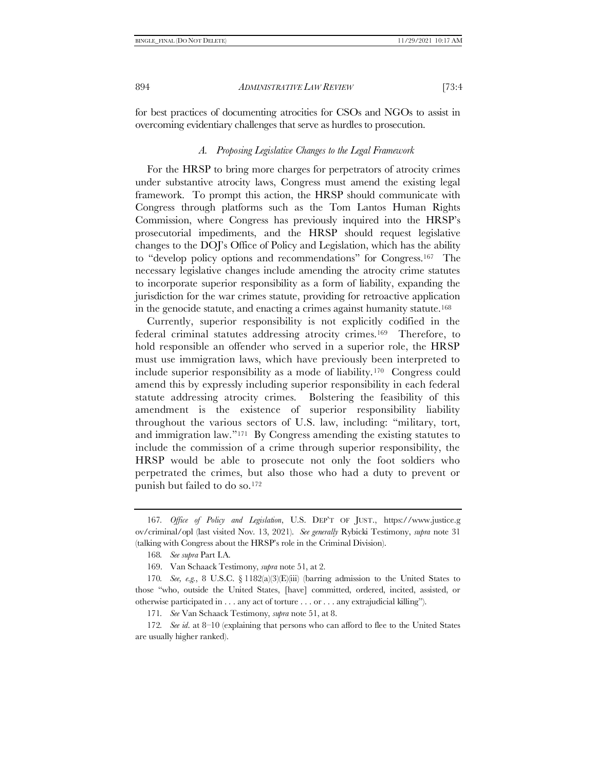for best practices of documenting atrocities for CSOs and NGOs to assist in overcoming evidentiary challenges that serve as hurdles to prosecution.

### *A. Proposing Legislative Changes to the Legal Framework*

For the HRSP to bring more charges for perpetrators of atrocity crimes under substantive atrocity laws, Congress must amend the existing legal framework. To prompt this action, the HRSP should communicate with Congress through platforms such as the Tom Lantos Human Rights Commission, where Congress has previously inquired into the HRSP's prosecutorial impediments, and the HRSP should request legislative changes to the DOJ's Office of Policy and Legislation, which has the ability to "develop policy options and recommendations" for Congress.[167] The necessary legislative changes include amending the atrocity crime statutes to incorporate superior responsibility as a form of liability, expanding the jurisdiction for the war crimes statute, providing for retroactive application in the genocide statute, and enacting a crimes against humanity statute.[168]

Currently, superior responsibility is not explicitly codified in the federal criminal statutes addressing atrocity crimes.[169] Therefore, to hold responsible an offender who served in a superior role, the HRSP must use immigration laws, which have previously been interpreted to include superior responsibility as a mode of liability.[170] Congress could amend this by expressly including superior responsibility in each federal statute addressing atrocity crimes. Bolstering the feasibility of this amendment is the existence of superior responsibility liability throughout the various sectors of U.S. law, including: "military, tort, and immigration law."[171] By Congress amending the existing statutes to include the commission of a crime through superior responsibility, the HRSP would be able to prosecute not only the foot soldiers who perpetrated the crimes, but also those who had a duty to prevent or punish but failed to do so.[172]

---

167. *Office of Policy and Legislation*, U.S. DEP'T OF JUST., https://www.justice.gov/criminal/opl (last visited Nov. 13, 2021). *See generally* Rybicki Testimony, *supra* note 31 (talking with Congress about the HRSP's role in the Criminal Division).

168. *See supra* Part I.A.

169. Van Schaack Testimony, *supra* note 51, at 2.

170. *See, e.g.*, 8 U.S.C. § 1182(a)(3)(E)(iii) (barring admission to the United States to those "who, outside the United States, [have] committed, ordered, incited, assisted, or otherwise participated in . . . any act of torture . . . or . . . any extrajudicial killing").

171. *See* Van Schaack Testimony, *supra* note 51, at 8.

172. *See id*. at 8–10 (explaining that persons who can afford to flee to the United States are usually higher ranked).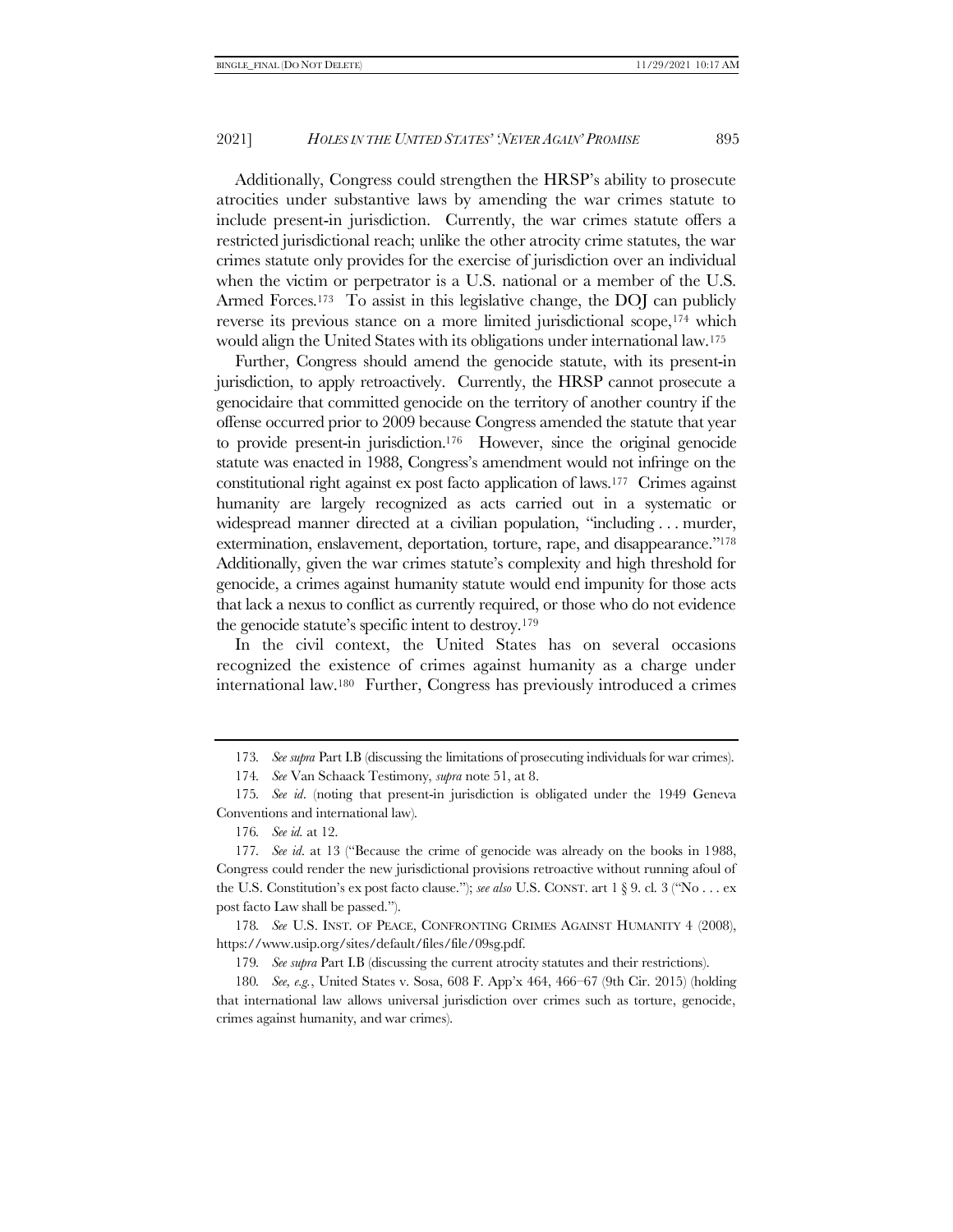Additionally, Congress could strengthen the HRSP's ability to prosecute atrocities under substantive laws by amending the war crimes statute to include present-in jurisdiction. Currently, the war crimes statute offers a restricted jurisdictional reach; unlike the other atrocity crime statutes, the war crimes statute only provides for the exercise of jurisdiction over an individual when the victim or perpetrator is a U.S. national or a member of the U.S. Armed Forces.[173] To assist in this legislative change, the DOJ can publicly reverse its previous stance on a more limited jurisdictional scope,[174] which would align the United States with its obligations under international law.[175]

Further, Congress should amend the genocide statute, with its present-in jurisdiction, to apply retroactively. Currently, the HRSP cannot prosecute a genocidaire that committed genocide on the territory of another country if the offense occurred prior to 2009 because Congress amended the statute that year to provide present-in jurisdiction.[176] However, since the original genocide statute was enacted in 1988, Congress's amendment would not infringe on the constitutional right against ex post facto application of laws.[177] Crimes against humanity are largely recognized as acts carried out in a systematic or widespread manner directed at a civilian population, "including . . . murder, extermination, enslavement, deportation, torture, rape, and disappearance."[178] Additionally, given the war crimes statute's complexity and high threshold for genocide, a crimes against humanity statute would end impunity for those acts that lack a nexus to conflict as currently required, or those who do not evidence the genocide statute's specific intent to destroy.[179]

In the civil context, the United States has on several occasions recognized the existence of crimes against humanity as a charge under international law.[180] Further, Congress has previously introduced a crimes

---

173. *See supra* Part I.B (discussing the limitations of prosecuting individuals for war crimes).

174. *See* Van Schaack Testimony, *supra* note 51, at 8.

175. *See id*. (noting that present-in jurisdiction is obligated under the 1949 Geneva Conventions and international law).

176. *See id.* at 12.

177. *See id*. at 13 ("Because the crime of genocide was already on the books in 1988, Congress could render the new jurisdictional provisions retroactive without running afoul of the U.S. Constitution's ex post facto clause."); *see also* U.S. CONST. art 1 § 9. cl. 3 ("No . . . ex post facto Law shall be passed.").

178. *See* U.S. INST. OF PEACE, CONFRONTING CRIMES AGAINST HUMANITY 4 (2008), https://www.usip.org/sites/default/files/file/09sg.pdf.

179. *See supra* Part I.B (discussing the current atrocity statutes and their restrictions).

180. *See, e.g.*, United States v. Sosa, 608 F. App'x 464, 466–67 (9th Cir. 2015) (holding that international law allows universal jurisdiction over crimes such as torture, genocide, crimes against humanity, and war crimes).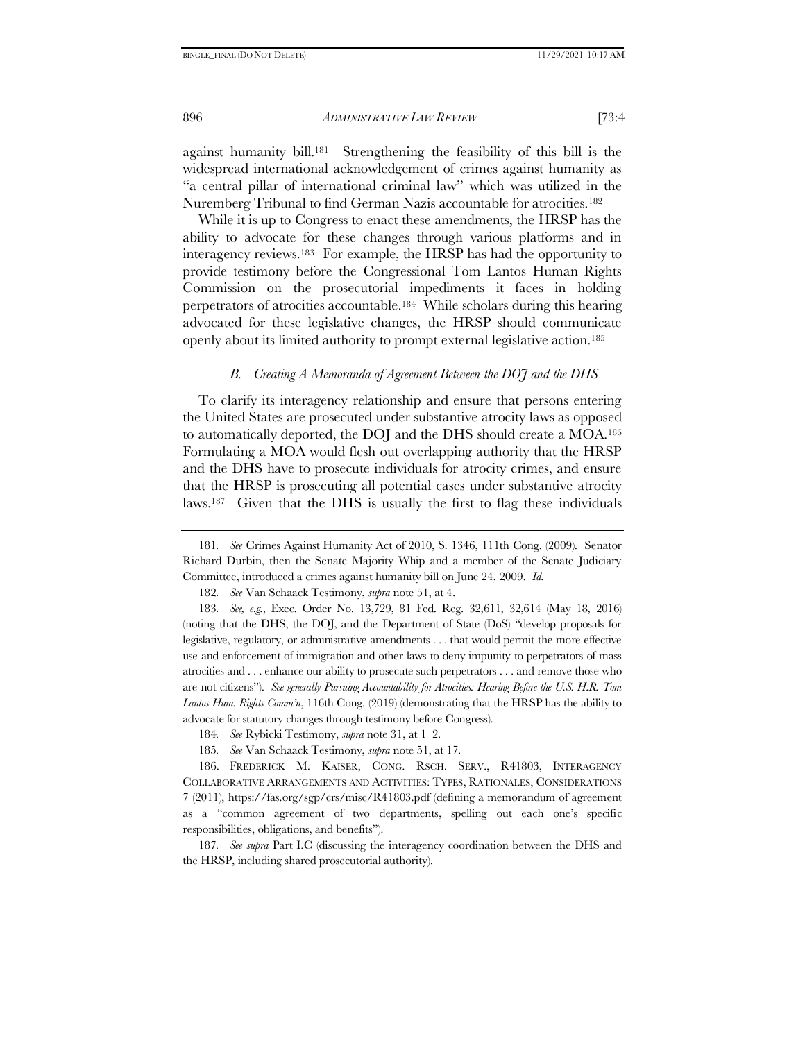against humanity bill.[181] Strengthening the feasibility of this bill is the widespread international acknowledgement of crimes against humanity as "a central pillar of international criminal law" which was utilized in the Nuremberg Tribunal to find German Nazis accountable for atrocities.[182]

While it is up to Congress to enact these amendments, the HRSP has the ability to advocate for these changes through various platforms and in interagency reviews.[183] For example, the HRSP has had the opportunity to provide testimony before the Congressional Tom Lantos Human Rights Commission on the prosecutorial impediments it faces in holding perpetrators of atrocities accountable.[184] While scholars during this hearing advocated for these legislative changes, the HRSP should communicate openly about its limited authority to prompt external legislative action.[185]

### *B. Creating A Memoranda of Agreement Between the DOJ and the DHS*

To clarify its interagency relationship and ensure that persons entering the United States are prosecuted under substantive atrocity laws as opposed to automatically deported, the DOJ and the DHS should create a MOA.[186] Formulating a MOA would flesh out overlapping authority that the HRSP and the DHS have to prosecute individuals for atrocity crimes, and ensure that the HRSP is prosecuting all potential cases under substantive atrocity laws.[187] Given that the DHS is usually the first to flag these individuals

---

181. *See* Crimes Against Humanity Act of 2010, S. 1346, 111th Cong. (2009). Senator Richard Durbin, then the Senate Majority Whip and a member of the Senate Judiciary Committee, introduced a crimes against humanity bill on June 24, 2009. *Id.*

182. *See* Van Schaack Testimony, *supra* note 51, at 4.

183. *See, e.g.*, Exec. Order No. 13,729, 81 Fed. Reg. 32,611, 32,614 (May 18, 2016) (noting that the DHS, the DOJ, and the Department of State (DoS) "develop proposals for legislative, regulatory, or administrative amendments . . . that would permit the more effective use and enforcement of immigration and other laws to deny impunity to perpetrators of mass atrocities and . . . enhance our ability to prosecute such perpetrators . . . and remove those who are not citizens"). *See generally Pursuing Accountability for Atrocities: Hearing Before the U.S. H.R. Tom Lantos Hum. Rights Comm'n*, 116th Cong. (2019) (demonstrating that the HRSP has the ability to advocate for statutory changes through testimony before Congress).

184. *See* Rybicki Testimony, *supra* note 31, at 1–2.

185. *See* Van Schaack Testimony, *supra* note 51, at 17.

186. FREDERICK M. KAISER, CONG. RSCH. SERV., R41803, INTERAGENCY COLLABORATIVE ARRANGEMENTS AND ACTIVITIES: TYPES, RATIONALES, CONSIDERATIONS 7 (2011), https://fas.org/sgp/crs/misc/R41803.pdf (defining a memorandum of agreement as a "common agreement of two departments, spelling out each one's specific responsibilities, obligations, and benefits").

187. *See supra* Part I.C (discussing the interagency coordination between the DHS and the HRSP, including shared prosecutorial authority).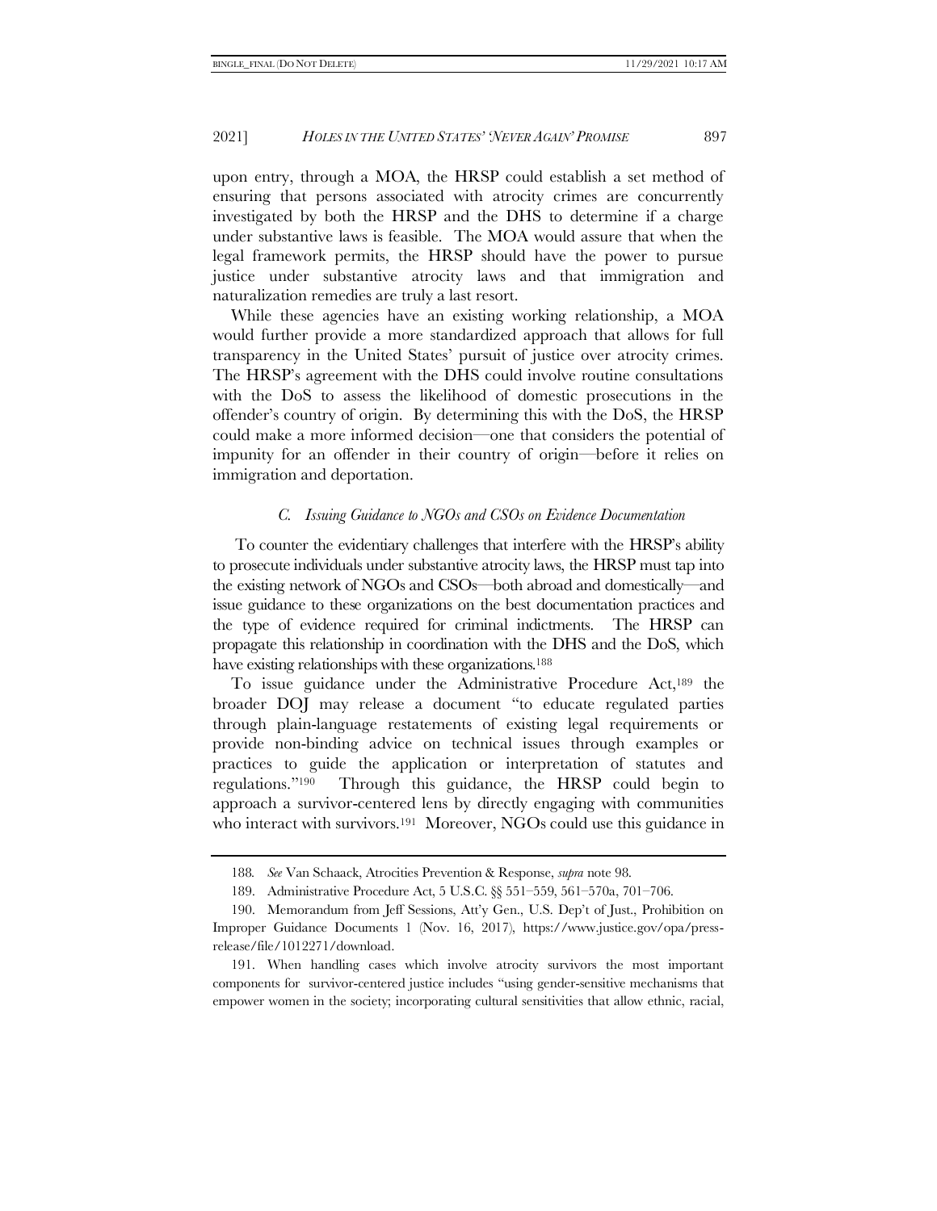upon entry, through a MOA, the HRSP could establish a set method of ensuring that persons associated with atrocity crimes are concurrently investigated by both the HRSP and the DHS to determine if a charge under substantive laws is feasible. The MOA would assure that when the legal framework permits, the HRSP should have the power to pursue justice under substantive atrocity laws and that immigration and naturalization remedies are truly a last resort.

While these agencies have an existing working relationship, a MOA would further provide a more standardized approach that allows for full transparency in the United States' pursuit of justice over atrocity crimes. The HRSP's agreement with the DHS could involve routine consultations with the DoS to assess the likelihood of domestic prosecutions in the offender's country of origin. By determining this with the DoS, the HRSP could make a more informed decision—one that considers the potential of impunity for an offender in their country of origin—before it relies on immigration and deportation.

### *C. Issuing Guidance to NGOs and CSOs on Evidence Documentation*

To counter the evidentiary challenges that interfere with the HRSP's ability to prosecute individuals under substantive atrocity laws, the HRSP must tap into the existing network of NGOs and CSOs—both abroad and domestically—and issue guidance to these organizations on the best documentation practices and the type of evidence required for criminal indictments. The HRSP can propagate this relationship in coordination with the DHS and the DoS, which have existing relationships with these organizations.[188]

To issue guidance under the Administrative Procedure Act,[189] the broader DOJ may release a document "to educate regulated parties through plain-language restatements of existing legal requirements or provide non-binding advice on technical issues through examples or practices to guide the application or interpretation of statutes and regulations."[190] Through this guidance, the HRSP could begin to approach a survivor-centered lens by directly engaging with communities who interact with survivors.[191] Moreover, NGOs could use this guidance in

---

188. *See* Van Schaack, Atrocities Prevention & Response, *supra* note 98.

189. Administrative Procedure Act, 5 U.S.C. §§ 551–559, 561–570a, 701–706.

190. Memorandum from Jeff Sessions, Att'y Gen., U.S. Dep't of Just., Prohibition on Improper Guidance Documents 1 (Nov. 16, 2017), https://www.justice.gov/opa/press-release/file/1012271/download.

191. When handling cases which involve atrocity survivors the most important components for survivor-centered justice includes "using gender-sensitive mechanisms that empower women in the society; incorporating cultural sensitivities that allow ethnic, racial,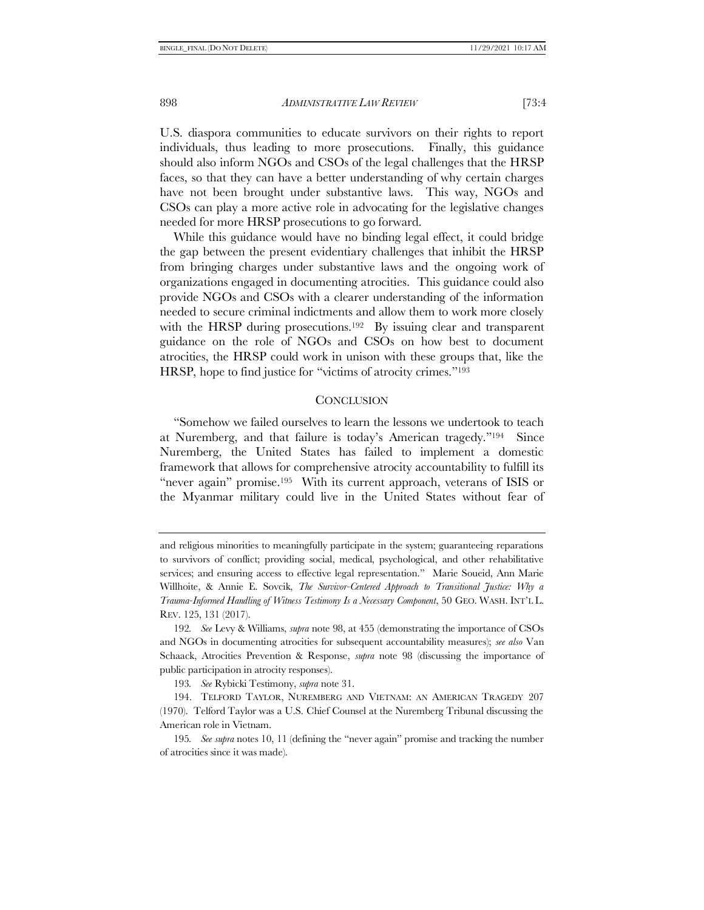U.S. diaspora communities to educate survivors on their rights to report individuals, thus leading to more prosecutions. Finally, this guidance should also inform NGOs and CSOs of the legal challenges that the HRSP faces, so that they can have a better understanding of why certain charges have not been brought under substantive laws. This way, NGOs and CSOs can play a more active role in advocating for the legislative changes needed for more HRSP prosecutions to go forward.

While this guidance would have no binding legal effect, it could bridge the gap between the present evidentiary challenges that inhibit the HRSP from bringing charges under substantive laws and the ongoing work of organizations engaged in documenting atrocities. This guidance could also provide NGOs and CSOs with a clearer understanding of the information needed to secure criminal indictments and allow them to work more closely with the HRSP during prosecutions.[192] By issuing clear and transparent guidance on the role of NGOs and CSOs on how best to document atrocities, the HRSP could work in unison with these groups that, like the HRSP, hope to find justice for "victims of atrocity crimes."[193]

## CONCLUSION

"Somehow we failed ourselves to learn the lessons we undertook to teach at Nuremberg, and that failure is today's American tragedy."[194] Since Nuremberg, the United States has failed to implement a domestic framework that allows for comprehensive atrocity accountability to fulfill its "never again" promise.[195] With its current approach, veterans of ISIS or the Myanmar military could live in the United States without fear of

---

and religious minorities to meaningfully participate in the system; guaranteeing reparations to survivors of conflict; providing social, medical, psychological, and other rehabilitative services; and ensuring access to effective legal representation." Marie Soueid, Ann Marie Willhoite, & Annie E. Sovcik, *The Survivor-Centered Approach to Transitional Justice: Why a Trauma-Informed Handling of Witness Testimony Is a Necessary Component*, 50 GEO. WASH. INT'L L. REV. 125, 131 (2017).

192. *See* Levy & Williams, *supra* note 98, at 455 (demonstrating the importance of CSOs and NGOs in documenting atrocities for subsequent accountability measures); *see also* Van Schaack, Atrocities Prevention & Response, *supra* note 98 (discussing the importance of public participation in atrocity responses).

193. *See* Rybicki Testimony, *supra* note 31.

194. TELFORD TAYLOR, NUREMBERG AND VIETNAM: AN AMERICAN TRAGEDY 207 (1970). Telford Taylor was a U.S. Chief Counsel at the Nuremberg Tribunal discussing the American role in Vietnam.

195. *See supra* notes 10, 11 (defining the "never again" promise and tracking the number of atrocities since it was made).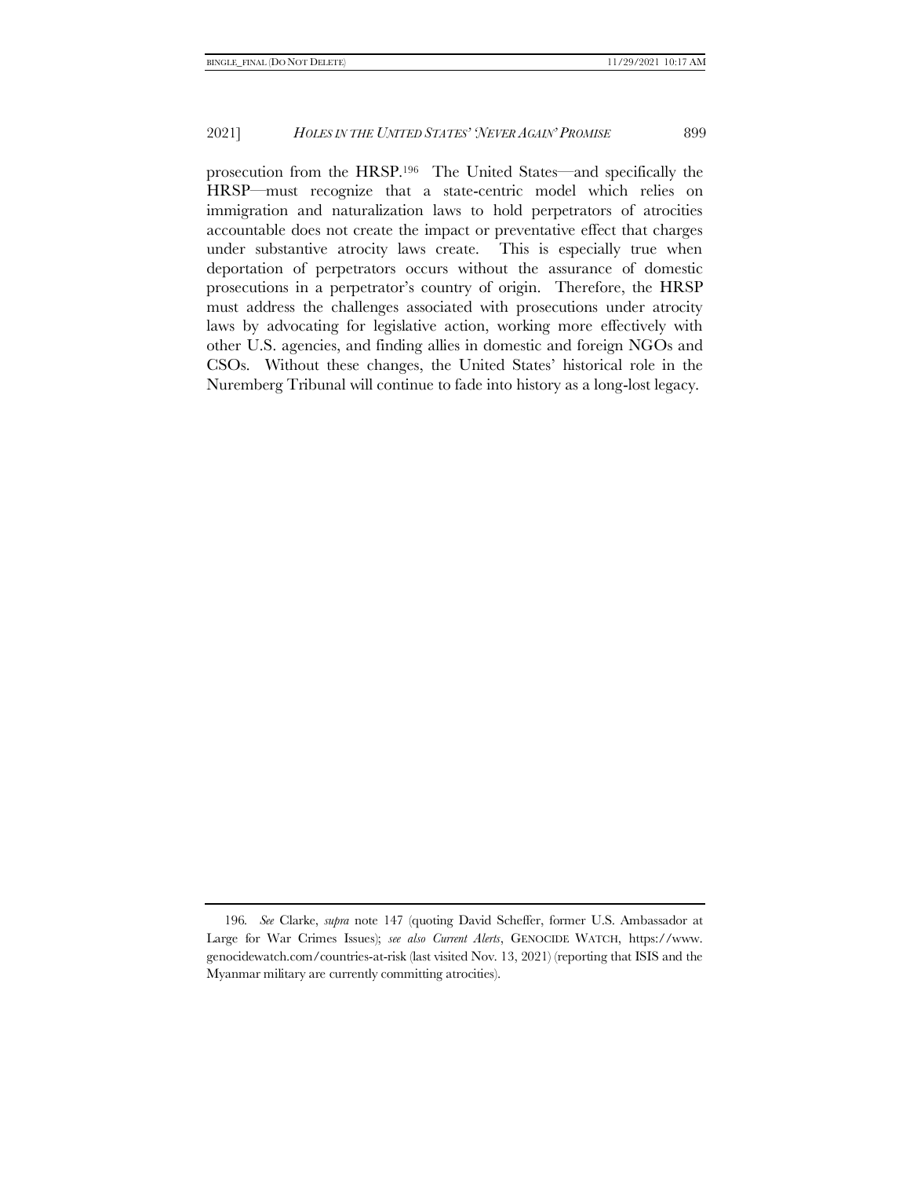prosecution from the HRSP.[196] The United States—and specifically the HRSP—must recognize that a state-centric model which relies on immigration and naturalization laws to hold perpetrators of atrocities accountable does not create the impact or preventative effect that charges under substantive atrocity laws create. This is especially true when deportation of perpetrators occurs without the assurance of domestic prosecutions in a perpetrator's country of origin. Therefore, the HRSP must address the challenges associated with prosecutions under atrocity laws by advocating for legislative action, working more effectively with other U.S. agencies, and finding allies in domestic and foreign NGOs and CSOs. Without these changes, the United States' historical role in the Nuremberg Tribunal will continue to fade into history as a long-lost legacy.

---

196. *See* Clarke, *supra* note 147 (quoting David Scheffer, former U.S. Ambassador at Large for War Crimes Issues); *see also Current Alerts*, GENOCIDE WATCH, https://www.genocidewatch.com/countries-at-risk (last visited Nov. 13, 2021) (reporting that ISIS and the Myanmar military are currently committing atrocities).